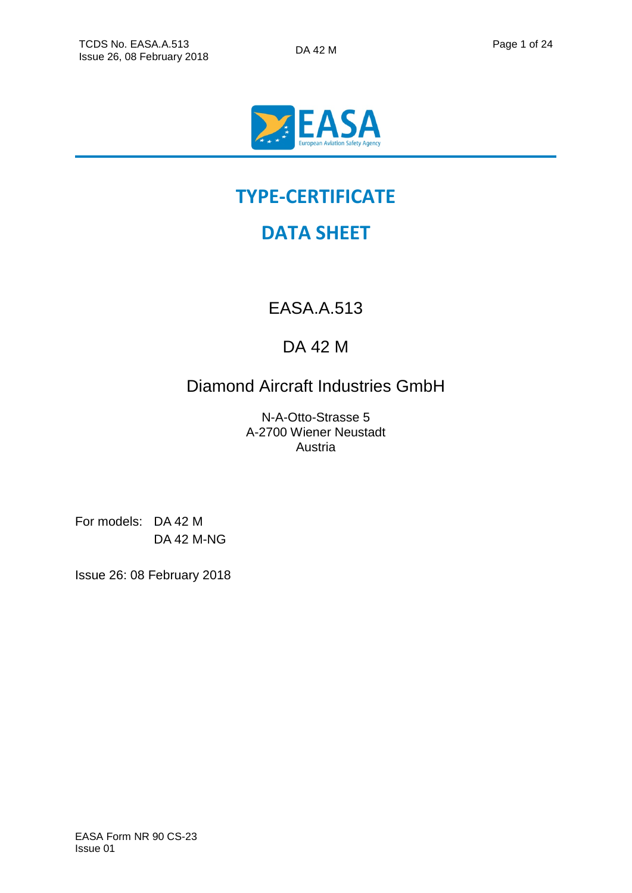# TYPE-CERTIFICATE

# DATA SHEET

EASA.A.513

DA 42 M

Diamond Aircraft Industries GmbH

N-A-Otto-Strasse 5
A-2700 Wiener Neustadt
Austria

For models: DA 42 M
DA 42 M-NG

Issue 26: 08 February 2018

EASA Form NR 90 CS-23
Issue 01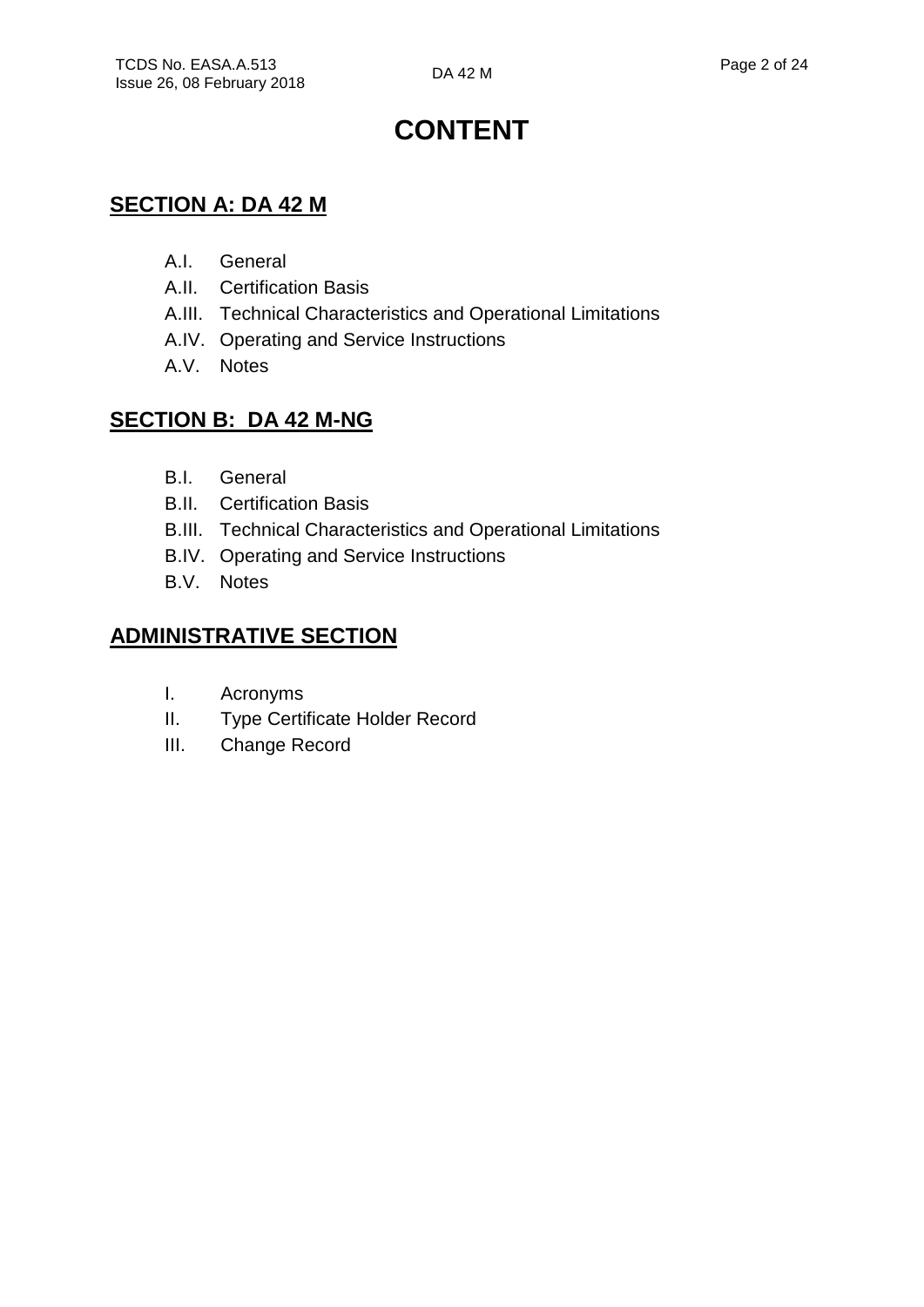# CONTENT

## SECTION A: DA 42 M

- A.I. General
- A.II. Certification Basis
- A.III. Technical Characteristics and Operational Limitations
- A.IV. Operating and Service Instructions
- A.V. Notes

## SECTION B: DA 42 M-NG

- B.I. General
- B.II. Certification Basis
- B.III. Technical Characteristics and Operational Limitations
- B.IV. Operating and Service Instructions
- B.V. Notes

## ADMINISTRATIVE SECTION

- I. Acronyms
- II. Type Certificate Holder Record
- III. Change Record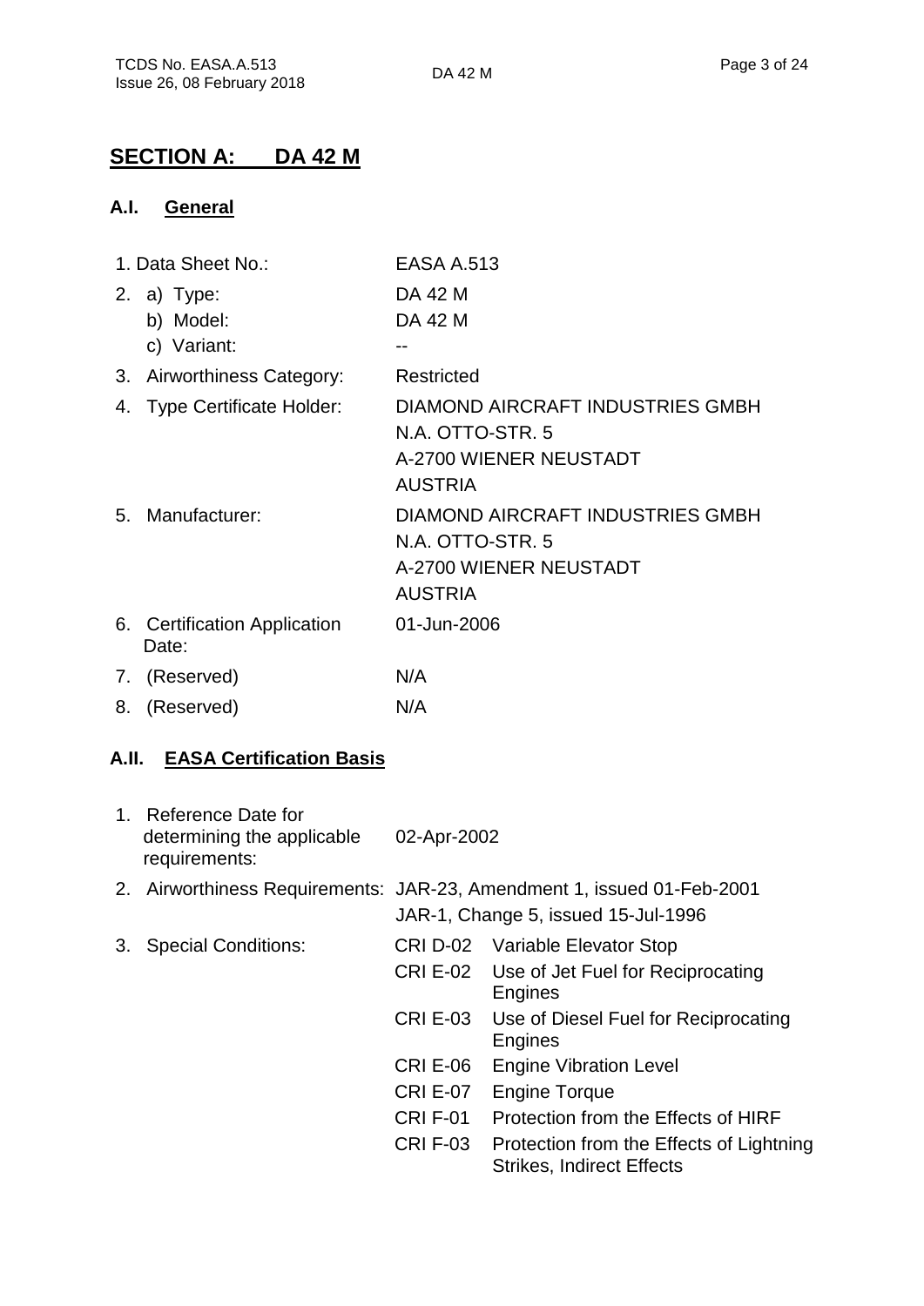## SECTION A: DA 42 M

### A.I. General

| | |
|---|---|
| 1. Data Sheet No.: | EASA A.513 |
| 2. a) Type: | DA 42 M |
| b) Model: | DA 42 M |
| c) Variant: | -- |
| 3. Airworthiness Category: | Restricted |
| 4. Type Certificate Holder: | DIAMOND AIRCRAFT INDUSTRIES GMBH<br>N.A. OTTO-STR. 5<br>A-2700 WIENER NEUSTADT<br>AUSTRIA |
| 5. Manufacturer: | DIAMOND AIRCRAFT INDUSTRIES GMBH<br>N.A. OTTO-STR. 5<br>A-2700 WIENER NEUSTADT<br>AUSTRIA |
| 6. Certification Application Date: | 01-Jun-2006 |
| 7. (Reserved) | N/A |
| 8. (Reserved) | N/A |

### A.II. EASA Certification Basis

| | | |
|---|---|---|
| 1. Reference Date for determining the applicable requirements: | 02-Apr-2002 | |
| 2. Airworthiness Requirements: | JAR-23, Amendment 1, issued 01-Feb-2001<br>JAR-1, Change 5, issued 15-Jul-1996 | |
| 3. Special Conditions: | CRI D-02 | Variable Elevator Stop |
| | CRI E-02 | Use of Jet Fuel for Reciprocating Engines |
| | CRI E-03 | Use of Diesel Fuel for Reciprocating Engines |
| | CRI E-06 | Engine Vibration Level |
| | CRI E-07 | Engine Torque |
| | CRI F-01 | Protection from the Effects of HIRF |
| | CRI F-03 | Protection from the Effects of Lightning Strikes, Indirect Effects |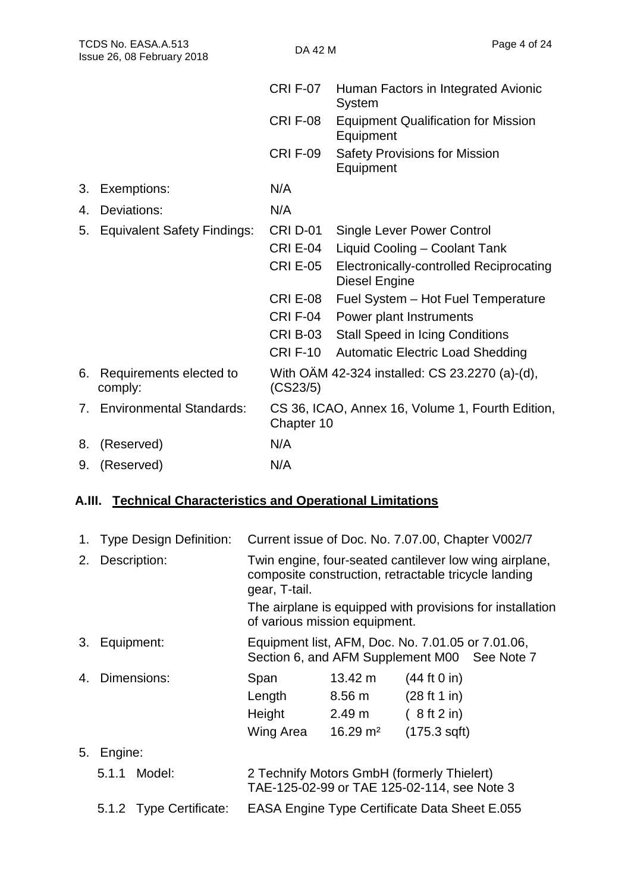| | | | |
|---|---|---|---|
| | | CRI F-07 | Human Factors in Integrated Avionic System |
| | | CRI F-08 | Equipment Qualification for Mission Equipment |
| | | CRI F-09 | Safety Provisions for Mission Equipment |
| 3. | Exemptions: | N/A | |
| 4. | Deviations: | N/A | |
| 5. | Equivalent Safety Findings: | CRI D-01 | Single Lever Power Control |
| | | CRI E-04 | Liquid Cooling – Coolant Tank |
| | | CRI E-05 | Electronically-controlled Reciprocating Diesel Engine |
| | | CRI E-08 | Fuel System – Hot Fuel Temperature |
| | | CRI F-04 | Power plant Instruments |
| | | CRI B-03 | Stall Speed in Icing Conditions |
| | | CRI F-10 | Automatic Electric Load Shedding |
| 6. | Requirements elected to comply: | With OÄM 42-324 installed: CS 23.2270 (a)-(d), (CS23/5) | |
| 7. | Environmental Standards: | CS 36, ICAO, Annex 16, Volume 1, Fourth Edition, Chapter 10 | |
| 8. | (Reserved) | N/A | |
| 9. | (Reserved) | N/A | |

## A.III. Technical Characteristics and Operational Limitations

1. Type Design Definition: Current issue of Doc. No. 7.07.00, Chapter V002/7

2. Description: Twin engine, four-seated cantilever low wing airplane, composite construction, retractable tricycle landing gear, T-tail.

   The airplane is equipped with provisions for installation of various mission equipment.

3. Equipment: Equipment list, AFM, Doc. No. 7.01.05 or 7.01.06, Section 6, and AFM Supplement M00 See Note 7

4. Dimensions:

| | | |
|---|---|---|
| Span | 13.42 m | (44 ft 0 in) |
| Length | 8.56 m | (28 ft 1 in) |
| Height | 2.49 m | ( 8 ft 2 in) |
| Wing Area | 16.29 m² | (175.3 sqft) |

5. Engine:

   5.1.1 Model: 2 Technify Motors GmbH (formerly Thielert) TAE-125-02-99 or TAE 125-02-114, see Note 3

   5.1.2 Type Certificate: EASA Engine Type Certificate Data Sheet E.055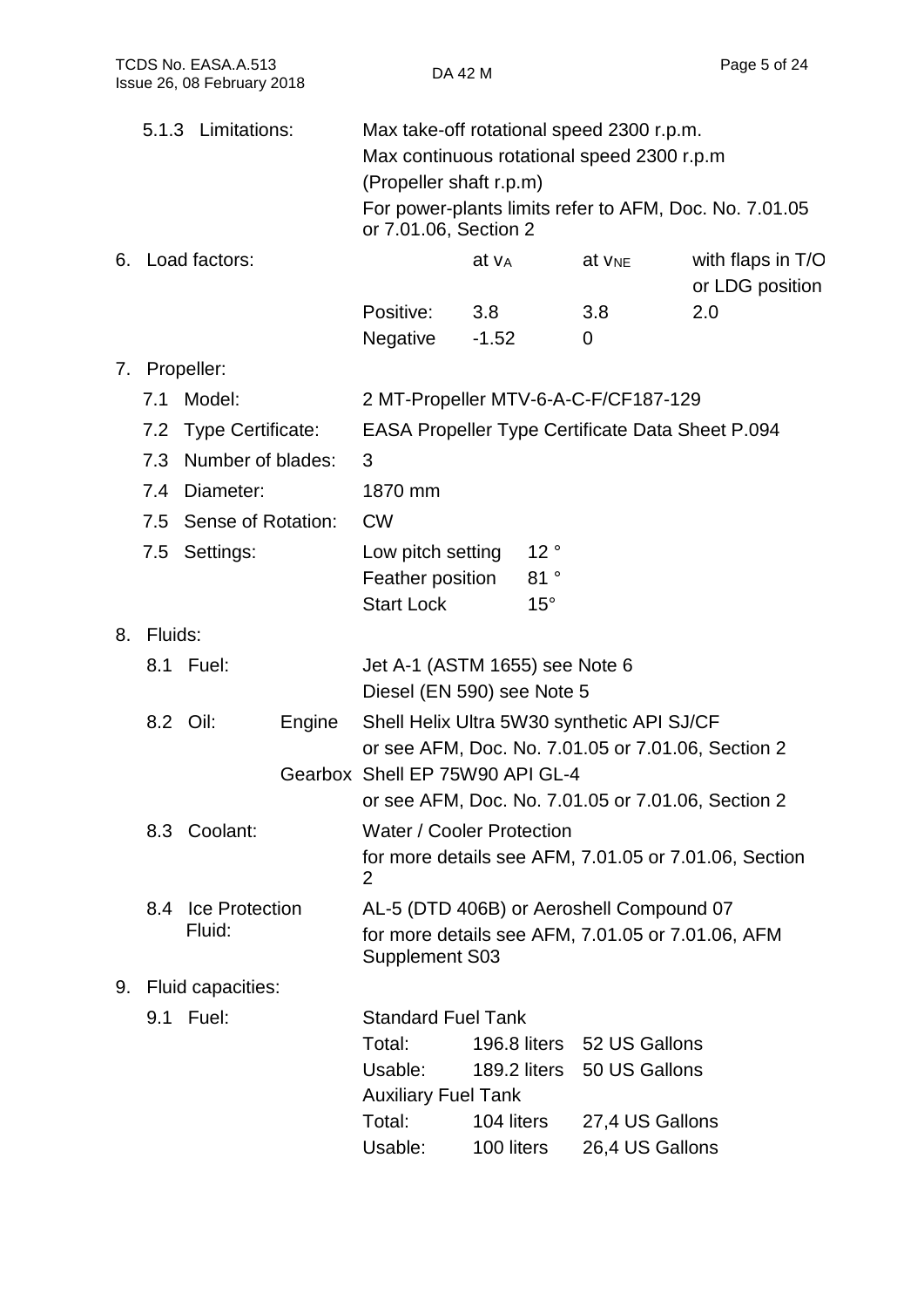5.1.3 Limitations: Max take-off rotational speed 2300 r.p.m.
Max continuous rotational speed 2300 r.p.m
(Propeller shaft r.p.m)
For power-plants limits refer to AFM, Doc. No. 7.01.05 or 7.01.06, Section 2

6. Load factors:

| | at $v_A$ | at $v_{NE}$ | with flaps in T/O or LDG position |
|---|---|---|---|
| Positive: | 3.8 | 3.8 | 2.0 |
| Negative | -1.52 | 0 | |

7. Propeller:

7.1 Model: 2 MT-Propeller MTV-6-A-C-F/CF187-129

7.2 Type Certificate: EASA Propeller Type Certificate Data Sheet P.094

7.3 Number of blades: 3

7.4 Diameter: 1870 mm

7.5 Sense of Rotation: CW

7.5 Settings:

| | |
|---|---|
| Low pitch setting | 12 ° |
| Feather position | 81 ° |
| Start Lock | 15° |

8. Fluids:

8.1 Fuel: Jet A-1 (ASTM 1655) see Note 6
Diesel (EN 590) see Note 5

8.2 Oil: Engine Shell Helix Ultra 5W30 synthetic API SJ/CF
or see AFM, Doc. No. 7.01.05 or 7.01.06, Section 2
Gearbox Shell EP 75W90 API GL-4
or see AFM, Doc. No. 7.01.05 or 7.01.06, Section 2

8.3 Coolant: Water / Cooler Protection
for more details see AFM, 7.01.05 or 7.01.06, Section 2

8.4 Ice Protection Fluid: AL-5 (DTD 406B) or Aeroshell Compound 07
for more details see AFM, 7.01.05 or 7.01.06, AFM Supplement S03

9. Fluid capacities:

9.1 Fuel:

| Standard Fuel Tank | | |
|---|---|---|
| Total: | 196.8 liters | 52 US Gallons |
| Usable: | 189.2 liters | 50 US Gallons |
| **Auxiliary Fuel Tank** | | |
| Total: | 104 liters | 27,4 US Gallons |
| Usable: | 100 liters | 26,4 US Gallons |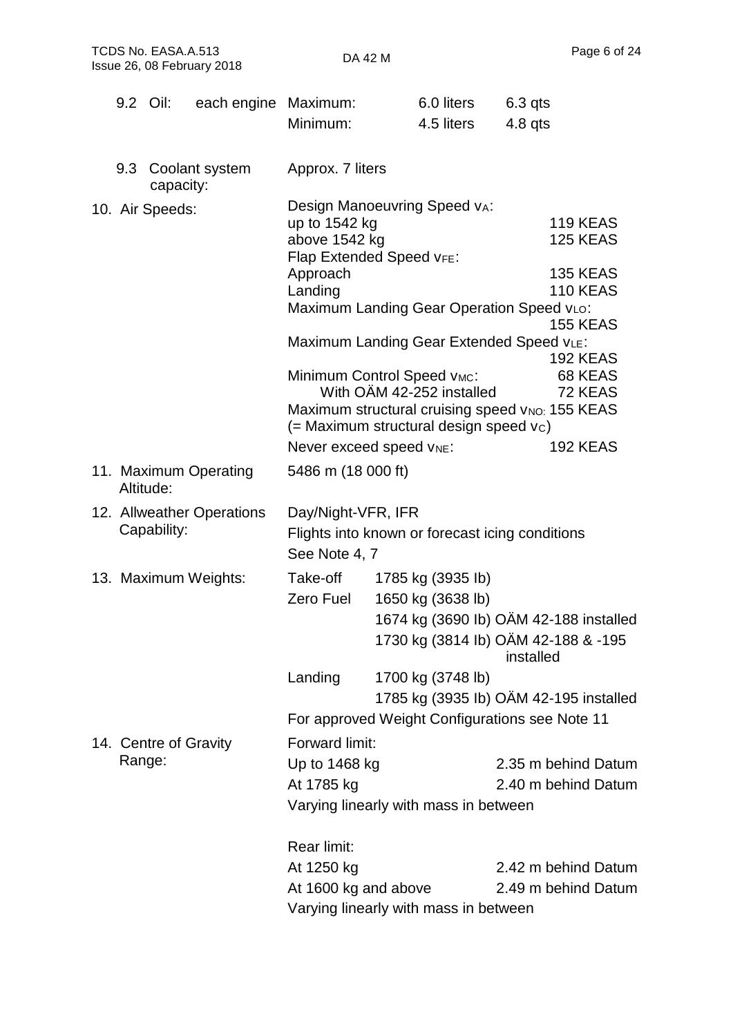| | | | |
|---|---|---|---|
| 9.2 Oil: each engine | Maximum: | 6.0 liters | 6.3 qts |
| | Minimum: | 4.5 liters | 4.8 qts |
| 9.3 Coolant system capacity: | Approx. 7 liters | | |

**10. Air Speeds:**

| | |
|---|---|
| Design Manoeuvring Speed $v_A$: | |
| up to 1542 kg | 119 KEAS |
| above 1542 kg | 125 KEAS |
| Flap Extended Speed $v_{FE}$: | |
| Approach | 135 KEAS |
| Landing | 110 KEAS |
| Maximum Landing Gear Operation Speed $v_{LO}$: | 155 KEAS |
| Maximum Landing Gear Extended Speed $v_{LE}$: | 192 KEAS |
| Minimum Control Speed $v_{MC}$: | 68 KEAS |
| With OÄM 42-252 installed | 72 KEAS |
| Maximum structural cruising speed $v_{NO}$: (= Maximum structural design speed $v_C$) | 155 KEAS |
| Never exceed speed $v_{NE}$: | 192 KEAS |

**11. Maximum Operating Altitude:** 5486 m (18 000 ft)

**12. Allweather Operations Capability:** Day/Night-VFR, IFR

Flights into known or forecast icing conditions

See Note 4, 7

**13. Maximum Weights:**

| | |
|---|---|
| Take-off | 1785 kg (3935 lb) |
| Zero Fuel | 1650 kg (3638 lb) |
| | 1674 kg (3690 lb) OÄM 42-188 installed |
| | 1730 kg (3814 lb) OÄM 42-188 & -195 installed |
| Landing | 1700 kg (3748 lb) |
| | 1785 kg (3935 lb) OÄM 42-195 installed |

For approved Weight Configurations see Note 11

**14. Centre of Gravity Range:**

Forward limit:

| | |
|---|---|
| Up to 1468 kg | 2.35 m behind Datum |
| At 1785 kg | 2.40 m behind Datum |

Varying linearly with mass in between

Rear limit:

| | |
|---|---|
| At 1250 kg | 2.42 m behind Datum |
| At 1600 kg and above | 2.49 m behind Datum |

Varying linearly with mass in between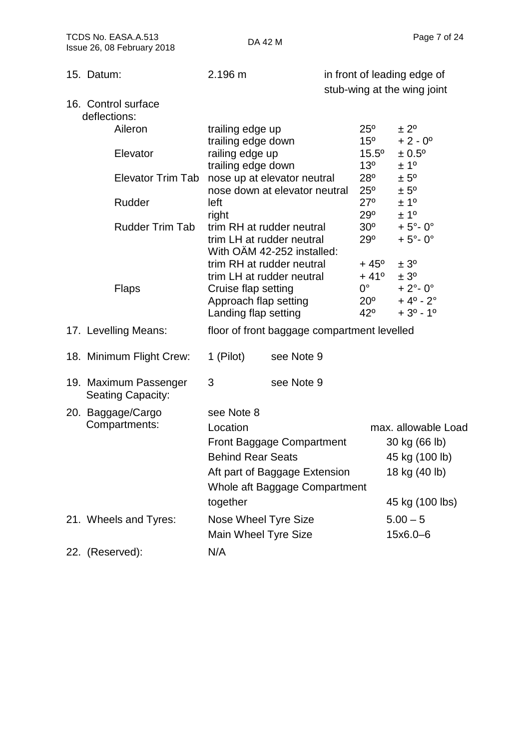15. Datum: 2.196 m in front of leading edge of stub-wing at the wing joint

16. Control surface deflections:

| | | | |
|---|---|---|---|
| Aileron | trailing edge up | 25º | ± 2º |
| | trailing edge down | 15º | + 2 - 0º |
| Elevator | railing edge up | 15.5º | ± 0.5º |
| | trailing edge down | 13º | ± 1º |
| Elevator Trim Tab | nose up at elevator neutral | 28º | ± 5º |
| | nose down at elevator neutral | 25º | ± 5º |
| Rudder | left | 27º | ± 1º |
| | right | 29º | ± 1º |
| Rudder Trim Tab | trim RH at rudder neutral | 30º | + 5°- 0° |
| | trim LH at rudder neutral | 29º | + 5°- 0° |
| | With OÄM 42-252 installed: | | |
| | trim RH at rudder neutral | + 45º | ± 3º |
| | trim LH at rudder neutral | + 41º | ± 3º |
| Flaps | Cruise flap setting | 0° | + 2°- 0° |
| | Approach flap setting | 20º | + 4º - 2° |
| | Landing flap setting | 42º | + 3º - 1º |

17. Levelling Means: floor of front baggage compartment levelled

18. Minimum Flight Crew: 1 (Pilot) see Note 9

19. Maximum Passenger Seating Capacity: 3 see Note 9

20. Baggage/Cargo Compartments: see Note 8

| Location | max. allowable Load |
|---|---|
| Front Baggage Compartment | 30 kg (66 lb) |
| Behind Rear Seats | 45 kg (100 lb) |
| Aft part of Baggage Extension | 18 kg (40 lb) |
| Whole aft Baggage Compartment together | 45 kg (100 lbs) |

21. Wheels and Tyres:

| | |
|---|---|
| Nose Wheel Tyre Size | 5.00 – 5 |
| Main Wheel Tyre Size | 15x6.0–6 |

22. (Reserved): N/A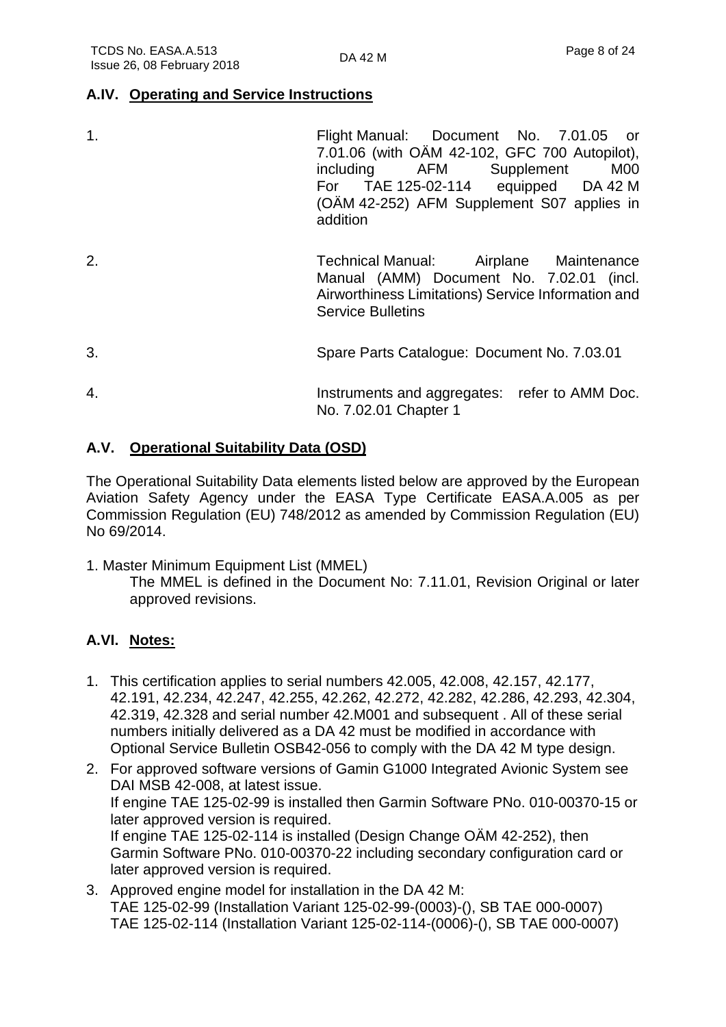## A.IV. Operating and Service Instructions

1. Flight Manual: Document No. 7.01.05 or 7.01.06 (with OÄM 42-102, GFC 700 Autopilot), including AFM Supplement M00 For TAE 125-02-114 equipped DA 42 M (OÄM 42-252) AFM Supplement S07 applies in addition

2. Technical Manual: Airplane Maintenance Manual (AMM) Document No. 7.02.01 (incl. Airworthiness Limitations) Service Information and Service Bulletins

3. Spare Parts Catalogue: Document No. 7.03.01

4. Instruments and aggregates: refer to AMM Doc. No. 7.02.01 Chapter 1

## A.V. Operational Suitability Data (OSD)

The Operational Suitability Data elements listed below are approved by the European Aviation Safety Agency under the EASA Type Certificate EASA.A.005 as per Commission Regulation (EU) 748/2012 as amended by Commission Regulation (EU) No 69/2014.

1. Master Minimum Equipment List (MMEL)
   The MMEL is defined in the Document No: 7.11.01, Revision Original or later approved revisions.

## A.VI. Notes:

1. This certification applies to serial numbers 42.005, 42.008, 42.157, 42.177, 42.191, 42.234, 42.247, 42.255, 42.262, 42.272, 42.282, 42.286, 42.293, 42.304, 42.319, 42.328 and serial number 42.M001 and subsequent . All of these serial numbers initially delivered as a DA 42 must be modified in accordance with Optional Service Bulletin OSB42-056 to comply with the DA 42 M type design.
2. For approved software versions of Gamin G1000 Integrated Avionic System see DAI MSB 42-008, at latest issue.
   If engine TAE 125-02-99 is installed then Garmin Software PNo. 010-00370-15 or later approved version is required.
   If engine TAE 125-02-114 is installed (Design Change OÄM 42-252), then Garmin Software PNo. 010-00370-22 including secondary configuration card or later approved version is required.
3. Approved engine model for installation in the DA 42 M:
   TAE 125-02-99 (Installation Variant 125-02-99-(0003)-(), SB TAE 000-0007)
   TAE 125-02-114 (Installation Variant 125-02-114-(0006)-(), SB TAE 000-0007)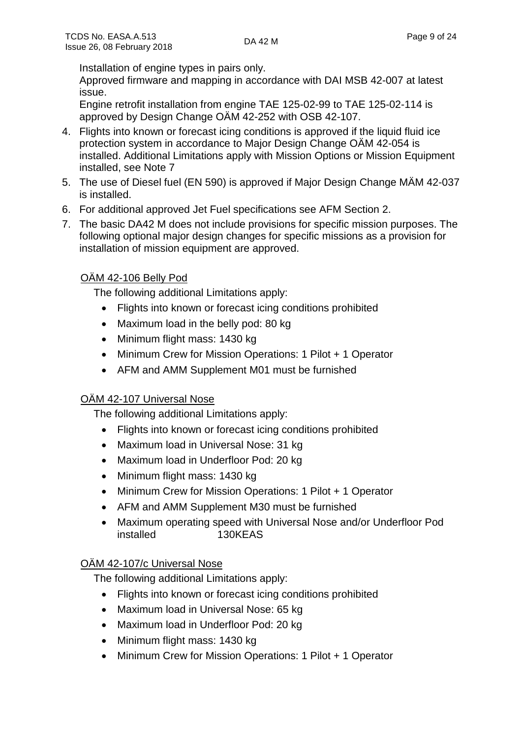Installation of engine types in pairs only.
Approved firmware and mapping in accordance with DAI MSB 42-007 at latest issue.
Engine retrofit installation from engine TAE 125-02-99 to TAE 125-02-114 is approved by Design Change OÄM 42-252 with OSB 42-107.

4. Flights into known or forecast icing conditions is approved if the liquid fluid ice protection system in accordance to Major Design Change OÄM 42-054 is installed. Additional Limitations apply with Mission Options or Mission Equipment installed, see Note 7
5. The use of Diesel fuel (EN 590) is approved if Major Design Change MÄM 42-037 is installed.
6. For additional approved Jet Fuel specifications see AFM Section 2.
7. The basic DA42 M does not include provisions for specific mission purposes. The following optional major design changes for specific missions as a provision for installation of mission equipment are approved.

<u>OÄM 42-106 Belly Pod</u>

The following additional Limitations apply:

- Flights into known or forecast icing conditions prohibited
- Maximum load in the belly pod: 80 kg
- Minimum flight mass: 1430 kg
- Minimum Crew for Mission Operations: 1 Pilot + 1 Operator
- AFM and AMM Supplement M01 must be furnished

<u>OÄM 42-107 Universal Nose</u>

The following additional Limitations apply:

- Flights into known or forecast icing conditions prohibited
- Maximum load in Universal Nose: 31 kg
- Maximum load in Underfloor Pod: 20 kg
- Minimum flight mass: 1430 kg
- Minimum Crew for Mission Operations: 1 Pilot + 1 Operator
- AFM and AMM Supplement M30 must be furnished
- Maximum operating speed with Universal Nose and/or Underfloor Pod installed 130KEAS

<u>OÄM 42-107/c Universal Nose</u>

The following additional Limitations apply:

- Flights into known or forecast icing conditions prohibited
- Maximum load in Universal Nose: 65 kg
- Maximum load in Underfloor Pod: 20 kg
- Minimum flight mass: 1430 kg
- Minimum Crew for Mission Operations: 1 Pilot + 1 Operator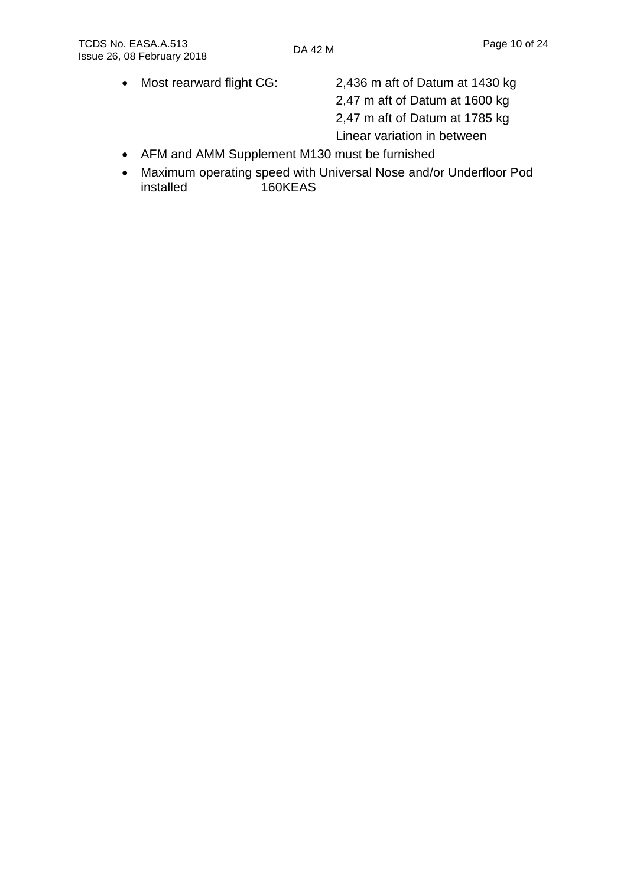- Most rearward flight CG: 2,436 m aft of Datum at 1430 kg
  2,47 m aft of Datum at 1600 kg
  2,47 m aft of Datum at 1785 kg
  Linear variation in between
- AFM and AMM Supplement M130 must be furnished
- Maximum operating speed with Universal Nose and/or Underfloor Pod installed 160KEAS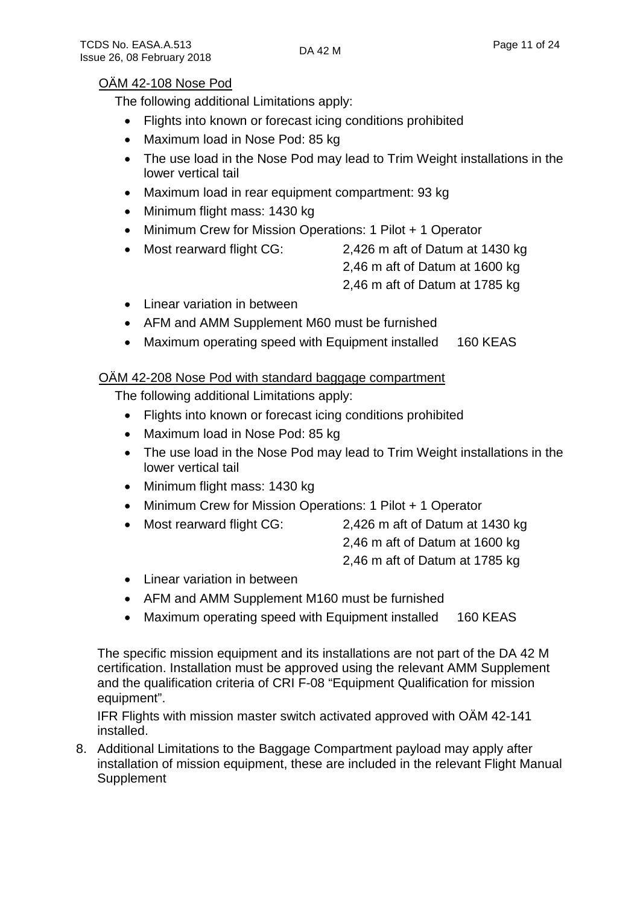OÄM 42-108 Nose Pod

The following additional Limitations apply:

- Flights into known or forecast icing conditions prohibited
- Maximum load in Nose Pod: 85 kg
- The use load in the Nose Pod may lead to Trim Weight installations in the lower vertical tail
- Maximum load in rear equipment compartment: 93 kg
- Minimum flight mass: 1430 kg
- Minimum Crew for Mission Operations: 1 Pilot + 1 Operator
- Most rearward flight CG: 2,426 m aft of Datum at 1430 kg
  2,46 m aft of Datum at 1600 kg
  2,46 m aft of Datum at 1785 kg
- Linear variation in between
- AFM and AMM Supplement M60 must be furnished
- Maximum operating speed with Equipment installed 160 KEAS

OÄM 42-208 Nose Pod with standard baggage compartment

The following additional Limitations apply:

- Flights into known or forecast icing conditions prohibited
- Maximum load in Nose Pod: 85 kg
- The use load in the Nose Pod may lead to Trim Weight installations in the lower vertical tail
- Minimum flight mass: 1430 kg
- Minimum Crew for Mission Operations: 1 Pilot + 1 Operator
- Most rearward flight CG: 2,426 m aft of Datum at 1430 kg
  2,46 m aft of Datum at 1600 kg
  2,46 m aft of Datum at 1785 kg
- Linear variation in between
- AFM and AMM Supplement M160 must be furnished
- Maximum operating speed with Equipment installed 160 KEAS

The specific mission equipment and its installations are not part of the DA 42 M certification. Installation must be approved using the relevant AMM Supplement and the qualification criteria of CRI F-08 "Equipment Qualification for mission equipment".

IFR Flights with mission master switch activated approved with OÄM 42-141 installed.

8. Additional Limitations to the Baggage Compartment payload may apply after installation of mission equipment, these are included in the relevant Flight Manual Supplement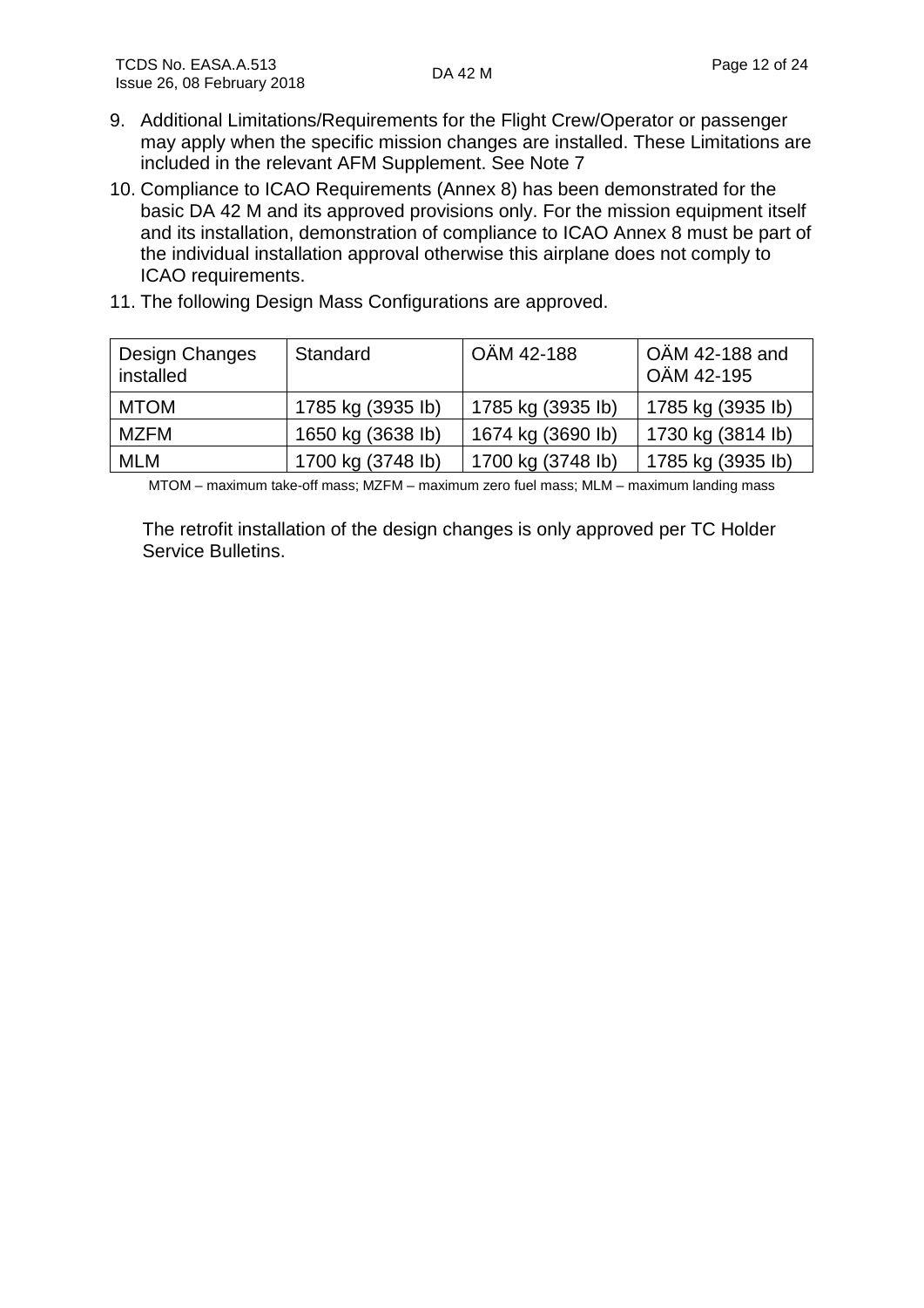9. Additional Limitations/Requirements for the Flight Crew/Operator or passenger may apply when the specific mission changes are installed. These Limitations are included in the relevant AFM Supplement. See Note 7
10. Compliance to ICAO Requirements (Annex 8) has been demonstrated for the basic DA 42 M and its approved provisions only. For the mission equipment itself and its installation, demonstration of compliance to ICAO Annex 8 must be part of the individual installation approval otherwise this airplane does not comply to ICAO requirements.
11. The following Design Mass Configurations are approved.

| Design Changes installed | Standard | OÄM 42-188 | OÄM 42-188 and OÄM 42-195 |
|---|---|---|---|
| MTOM | 1785 kg (3935 lb) | 1785 kg (3935 lb) | 1785 kg (3935 lb) |
| MZFM | 1650 kg (3638 lb) | 1674 kg (3690 lb) | 1730 kg (3814 lb) |
| MLM | 1700 kg (3748 lb) | 1700 kg (3748 lb) | 1785 kg (3935 lb) |

MTOM – maximum take-off mass; MZFM – maximum zero fuel mass; MLM – maximum landing mass

The retrofit installation of the design changes is only approved per TC Holder Service Bulletins.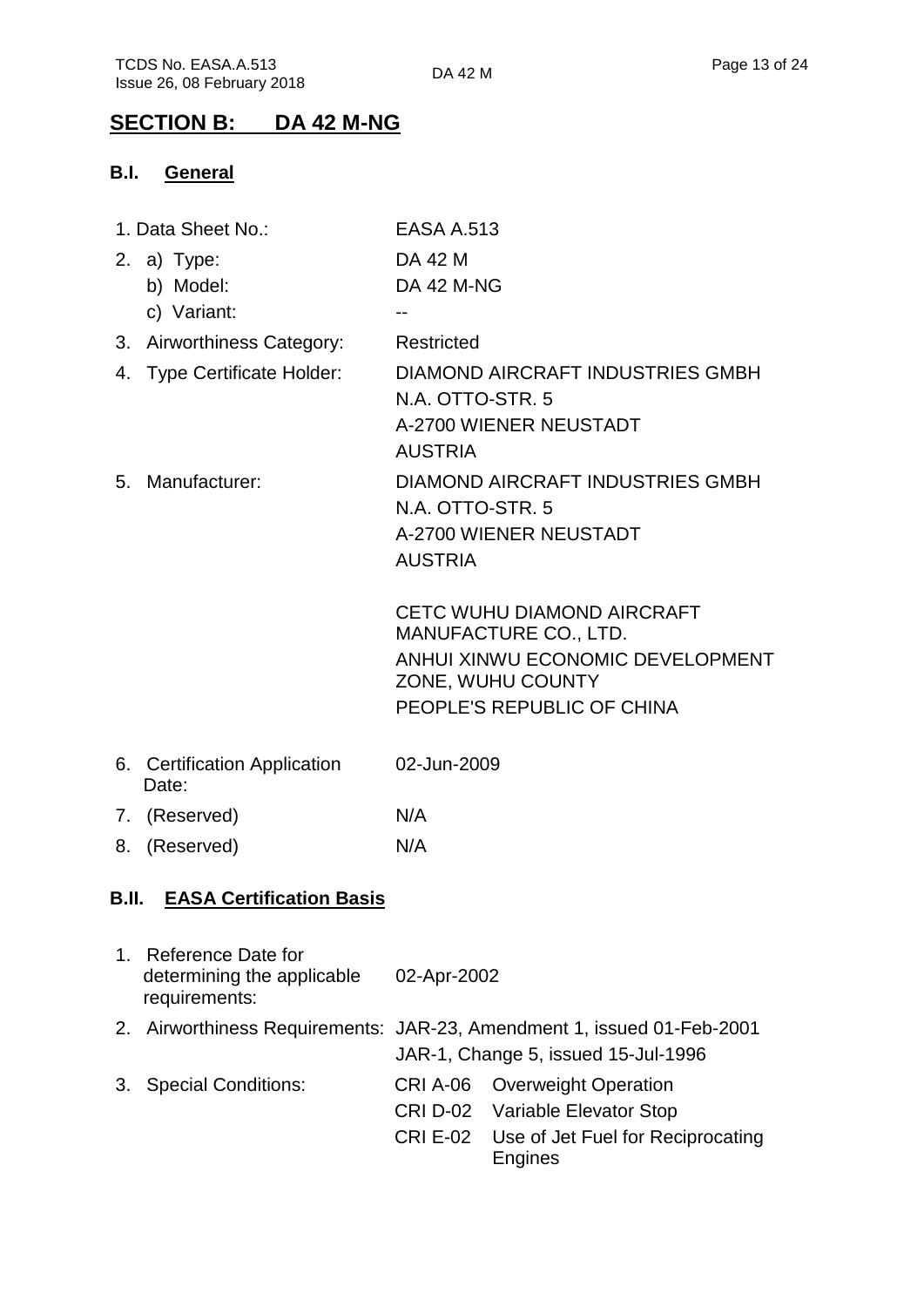## SECTION B: DA 42 M-NG

### B.I. General

| | |
|---|---|
| 1. Data Sheet No.: | EASA A.513 |
| 2. a) Type: | DA 42 M |
| b) Model: | DA 42 M-NG |
| c) Variant: | -- |
| 3. Airworthiness Category: | Restricted |
| 4. Type Certificate Holder: | DIAMOND AIRCRAFT INDUSTRIES GMBH<br>N.A. OTTO-STR. 5<br>A-2700 WIENER NEUSTADT<br>AUSTRIA |
| 5. Manufacturer: | DIAMOND AIRCRAFT INDUSTRIES GMBH<br>N.A. OTTO-STR. 5<br>A-2700 WIENER NEUSTADT<br>AUSTRIA<br><br>CETC WUHU DIAMOND AIRCRAFT MANUFACTURE CO., LTD.<br>ANHUI XINWU ECONOMIC DEVELOPMENT ZONE, WUHU COUNTY<br>PEOPLE'S REPUBLIC OF CHINA |
| 6. Certification Application Date: | 02-Jun-2009 |
| 7. (Reserved) | N/A |
| 8. (Reserved) | N/A |

### B.II. EASA Certification Basis

| | |
|---|---|
| 1. Reference Date for determining the applicable requirements: | 02-Apr-2002 |
| 2. Airworthiness Requirements: | JAR-23, Amendment 1, issued 01-Feb-2001<br>JAR-1, Change 5, issued 15-Jul-1996 |
| 3. Special Conditions: | CRI A-06 Overweight Operation<br>CRI D-02 Variable Elevator Stop<br>CRI E-02 Use of Jet Fuel for Reciprocating Engines |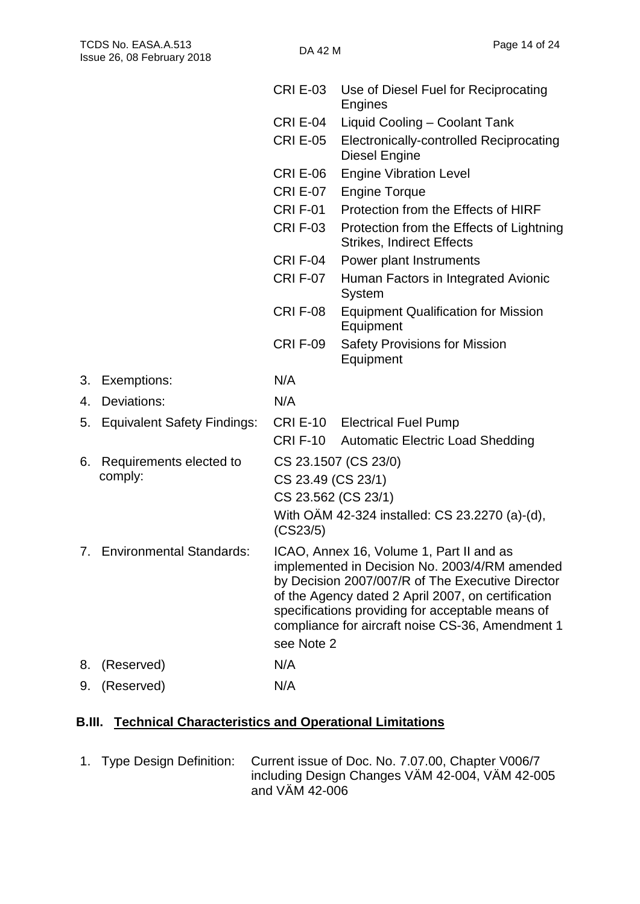| | | |
|---|---|---|
| | CRI E-03 | Use of Diesel Fuel for Reciprocating Engines |
| | CRI E-04 | Liquid Cooling – Coolant Tank |
| | CRI E-05 | Electronically-controlled Reciprocating Diesel Engine |
| | CRI E-06 | Engine Vibration Level |
| | CRI E-07 | Engine Torque |
| | CRI F-01 | Protection from the Effects of HIRF |
| | CRI F-03 | Protection from the Effects of Lightning Strikes, Indirect Effects |
| | CRI F-04 | Power plant Instruments |
| | CRI F-07 | Human Factors in Integrated Avionic System |
| | CRI F-08 | Equipment Qualification for Mission Equipment |
| | CRI F-09 | Safety Provisions for Mission Equipment |
| 3. Exemptions: | N/A | |
| 4. Deviations: | N/A | |
| 5. Equivalent Safety Findings: | CRI E-10 | Electrical Fuel Pump |
| | CRI F-10 | Automatic Electric Load Shedding |
| 6. Requirements elected to comply: | CS 23.1507 (CS 23/0)<br>CS 23.49 (CS 23/1)<br>CS 23.562 (CS 23/1)<br>With OÄM 42-324 installed: CS 23.2270 (a)-(d), (CS23/5) | |
| 7. Environmental Standards: | ICAO, Annex 16, Volume 1, Part II and as implemented in Decision No. 2003/4/RM amended by Decision 2007/007/R of The Executive Director of the Agency dated 2 April 2007, on certification specifications providing for acceptable means of compliance for aircraft noise CS-36, Amendment 1<br>see Note 2 | |
| 8. (Reserved) | N/A | |
| 9. (Reserved) | N/A | |

## B.III. Technical Characteristics and Operational Limitations

1. Type Design Definition: Current issue of Doc. No. 7.07.00, Chapter V006/7 including Design Changes VÄM 42-004, VÄM 42-005 and VÄM 42-006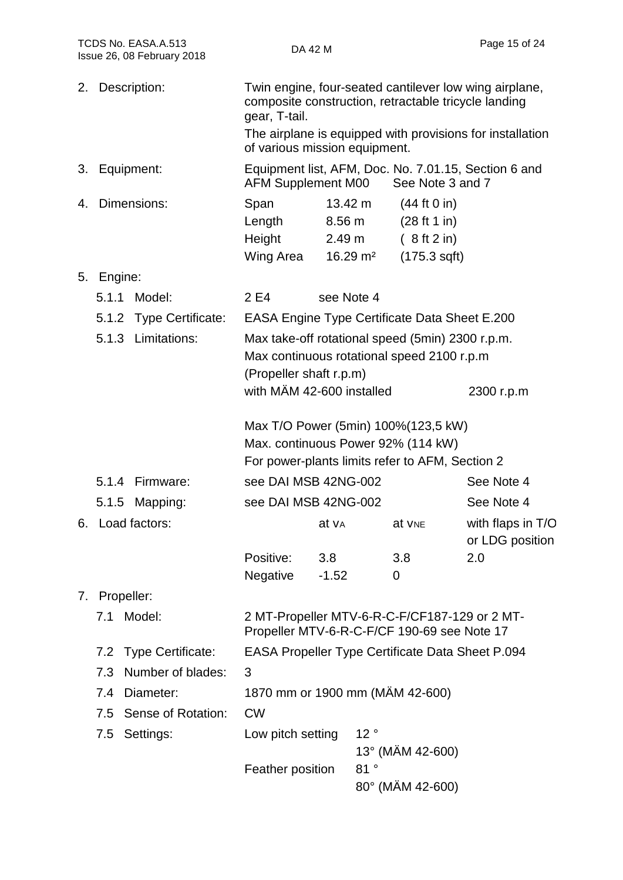2. Description: Twin engine, four-seated cantilever low wing airplane, composite construction, retractable tricycle landing gear, T-tail.

   The airplane is equipped with provisions for installation of various mission equipment.

3. Equipment: Equipment list, AFM, Doc. No. 7.01.15, Section 6 and AFM Supplement M00 See Note 3 and 7

4. Dimensions:

| | | |
|---|---|---|
| Span | 13.42 m | (44 ft 0 in) |
| Length | 8.56 m | (28 ft 1 in) |
| Height | 2.49 m | ( 8 ft 2 in) |
| Wing Area | 16.29 m² | (175.3 sqft) |

5. Engine:

   5.1.1 Model: 2 E4 see Note 4

   5.1.2 Type Certificate: EASA Engine Type Certificate Data Sheet E.200

   5.1.3 Limitations: Max take-off rotational speed (5min) 2300 r.p.m.
   Max continuous rotational speed 2100 r.p.m
   (Propeller shaft r.p.m)
   with MÄM 42-600 installed 2300 r.p.m

   Max T/O Power (5min) 100%(123,5 kW)
   Max. continuous Power 92% (114 kW)
   For power-plants limits refer to AFM, Section 2

   5.1.4 Firmware: see DAI MSB 42NG-002 See Note 4

   5.1.5 Mapping: see DAI MSB 42NG-002 See Note 4

6. Load factors:

| | at $v_A$ | at $v_{NE}$ | with flaps in T/O or LDG position |
|---|---|---|---|
| Positive: | 3.8 | 3.8 | 2.0 |
| Negative | -1.52 | 0 | |

7. Propeller:

   7.1 Model: 2 MT-Propeller MTV-6-R-C-F/CF187-129 or 2 MT-Propeller MTV-6-R-C-F/CF 190-69 see Note 17

   7.2 Type Certificate: EASA Propeller Type Certificate Data Sheet P.094

   7.3 Number of blades: 3

   7.4 Diameter: 1870 mm or 1900 mm (MÄM 42-600)

   7.5 Sense of Rotation: CW

   7.5 Settings:

| | |
|---|---|
| Low pitch setting | 12 ° <br> 13° (MÄM 42-600) |
| Feather position | 81 ° <br> 80° (MÄM 42-600) |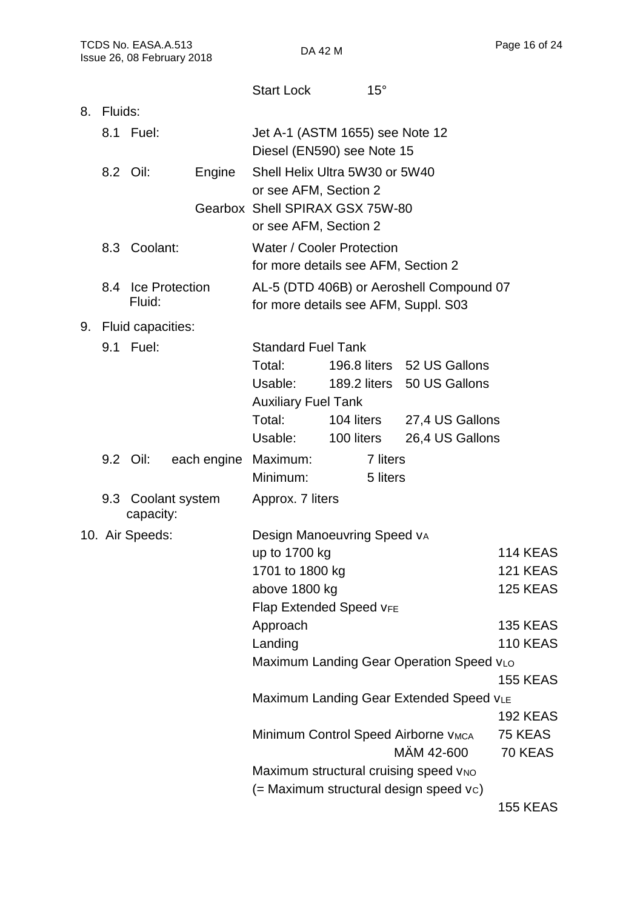| | | |
|---|---|---|
| | Start Lock | 15° |

8. Fluids:

| | | |
|---|---|---|
| 8.1 Fuel: | | Jet A-1 (ASTM 1655) see Note 12<br>Diesel (EN590) see Note 15 |
| 8.2 Oil: | Engine | Shell Helix Ultra 5W30 or 5W40<br>or see AFM, Section 2 |
| | Gearbox | Shell SPIRAX GSX 75W-80<br>or see AFM, Section 2 |
| 8.3 Coolant: | | Water / Cooler Protection<br>for more details see AFM, Section 2 |
| 8.4 Ice Protection Fluid: | | AL-5 (DTD 406B) or Aeroshell Compound 07<br>for more details see AFM, Suppl. S03 |

9. Fluid capacities:

9.1 Fuel:

| Standard Fuel Tank | | |
|---|---|---|
| Total: | 196.8 liters | 52 US Gallons |
| Usable: | 189.2 liters | 50 US Gallons |
| **Auxiliary Fuel Tank** | | |
| Total: | 104 liters | 27,4 US Gallons |
| Usable: | 100 liters | 26,4 US Gallons |

9.2 Oil: each engine

| | |
|---|---|
| Maximum: | 7 liters |
| Minimum: | 5 liters |

9.3 Coolant system capacity: Approx. 7 liters

10. Air Speeds:

| | |
|---|---|
| Design Manoeuvring Speed $v_A$ | |
| up to 1700 kg | 114 KEAS |
| 1701 to 1800 kg | 121 KEAS |
| above 1800 kg | 125 KEAS |
| Flap Extended Speed $v_{FE}$ | |
| Approach | 135 KEAS |
| Landing | 110 KEAS |
| Maximum Landing Gear Operation Speed $v_{LO}$ | 155 KEAS |
| Maximum Landing Gear Extended Speed $v_{LE}$ | 192 KEAS |
| Minimum Control Speed Airborne $v_{MCA}$ | 75 KEAS |
| MÄM 42-600 | 70 KEAS |
| Maximum structural cruising speed $v_{NO}$ (= Maximum structural design speed $v_C$) | 155 KEAS |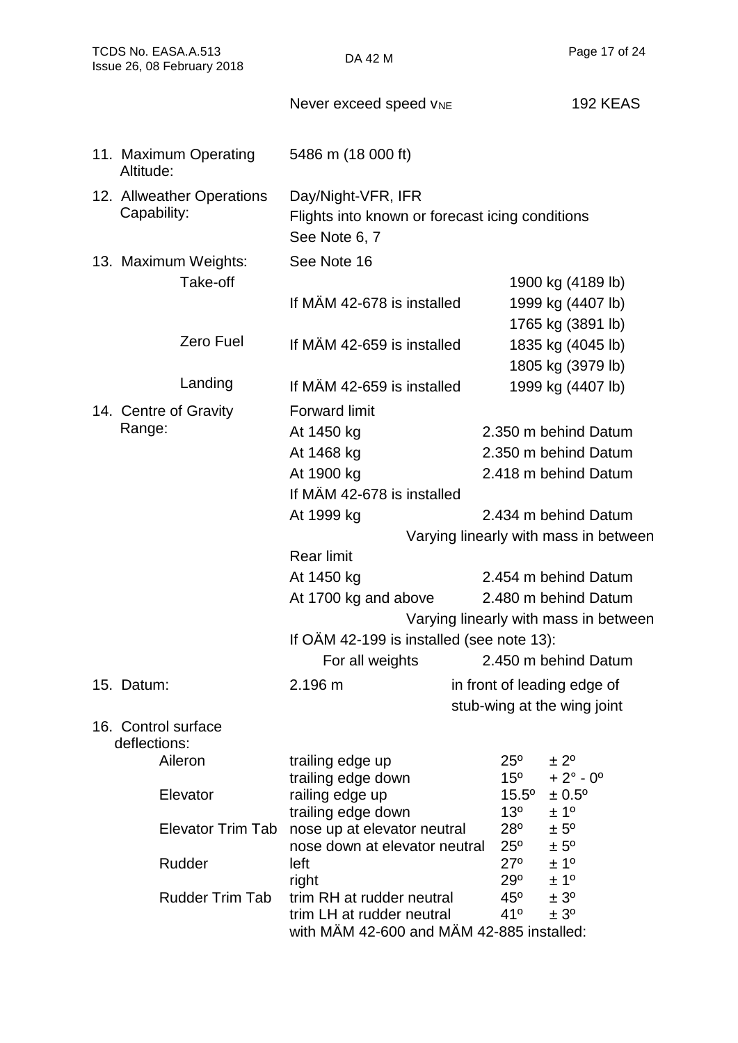| | | |
|---|---|---|
| | Never exceed speed $v_{NE}$ | 192 KEAS |
| 11. Maximum Operating Altitude: | 5486 m (18 000 ft) | |
| 12. Allweather Operations Capability: | Day/Night-VFR, IFR<br>Flights into known or forecast icing conditions<br>See Note 6, 7 | |
| 13. Maximum Weights: | See Note 16 | |
| Take-off | | 1900 kg (4189 lb) |
| | If MÄM 42-678 is installed | 1999 kg (4407 lb) |
| Zero Fuel | | 1765 kg (3891 lb) |
| | If MÄM 42-659 is installed | 1835 kg (4045 lb) |
| Landing | | 1805 kg (3979 lb) |
| | If MÄM 42-659 is installed | 1999 kg (4407 lb) |
| 14. Centre of Gravity Range: | Forward limit | |
| | At 1450 kg | 2.350 m behind Datum |
| | At 1468 kg | 2.350 m behind Datum |
| | At 1900 kg | 2.418 m behind Datum |
| | If MÄM 42-678 is installed | |
| | At 1999 kg | 2.434 m behind Datum |
| | | Varying linearly with mass in between |
| | Rear limit | |
| | At 1450 kg | 2.454 m behind Datum |
| | At 1700 kg and above | 2.480 m behind Datum |
| | | Varying linearly with mass in between |
| | If OÄM 42-199 is installed (see note 13): | |
| | For all weights | 2.450 m behind Datum |
| 15. Datum: | 2.196 m | in front of leading edge of stub-wing at the wing joint |

16. Control surface deflections:

| | | | |
|---|---|---|---|
| Aileron | trailing edge up | 25° | ± 2° |
| | trailing edge down | 15° | + 2° - 0° |
| Elevator | railing edge up | 15.5° | ± 0.5° |
| | trailing edge down | 13° | ± 1° |
| Elevator Trim Tab | nose up at elevator neutral | 28° | ± 5° |
| | nose down at elevator neutral | 25° | ± 5° |
| Rudder | left | 27° | ± 1° |
| | right | 29° | ± 1° |
| Rudder Trim Tab | trim RH at rudder neutral | 45° | ± 3° |
| | trim LH at rudder neutral | 41° | ± 3° |
| | with MÄM 42-600 and MÄM 42-885 installed: | | |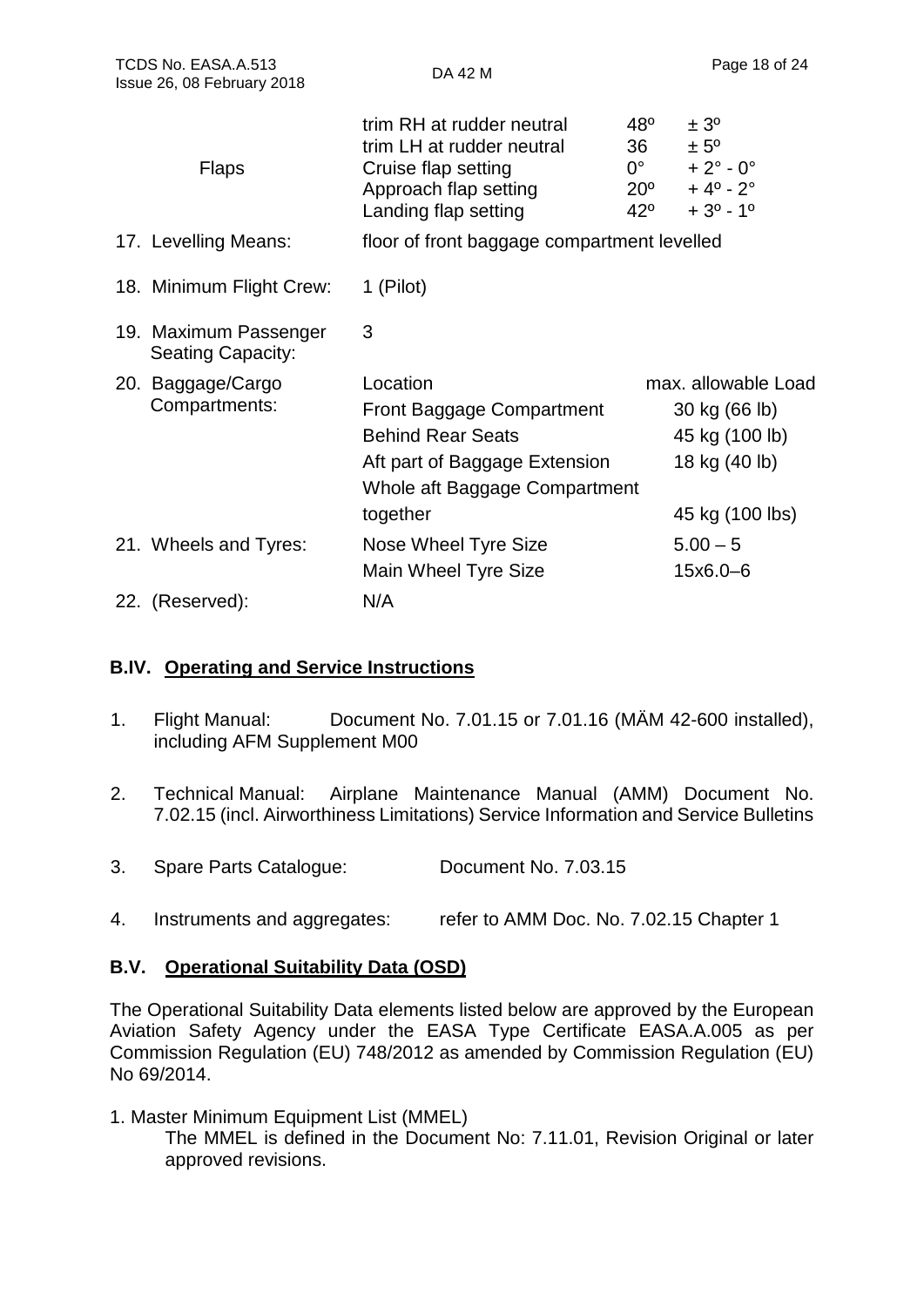| | | | |
|---|---|---|---|
| | trim RH at rudder neutral | 48º | ± 3º |
| | trim LH at rudder neutral | 36 | ± 5º |
| Flaps | Cruise flap setting | 0° | + 2° - 0° |
| | Approach flap setting | 20º | + 4º - 2° |
| | Landing flap setting | 42º | + 3º - 1º |

17. Levelling Means: floor of front baggage compartment levelled

18. Minimum Flight Crew: 1 (Pilot)

19. Maximum Passenger Seating Capacity: 3

20. Baggage/Cargo Compartments:

| Location | max. allowable Load |
|---|---|
| Front Baggage Compartment | 30 kg (66 lb) |
| Behind Rear Seats | 45 kg (100 lb) |
| Aft part of Baggage Extension | 18 kg (40 lb) |
| Whole aft Baggage Compartment together | 45 kg (100 lbs) |

21. Wheels and Tyres:

| | |
|---|---|
| Nose Wheel Tyre Size | 5.00 – 5 |
| Main Wheel Tyre Size | 15x6.0–6 |

22. (Reserved): N/A

## B.IV. Operating and Service Instructions

1. Flight Manual: Document No. 7.01.15 or 7.01.16 (MÄM 42-600 installed), including AFM Supplement M00

2. Technical Manual: Airplane Maintenance Manual (AMM) Document No. 7.02.15 (incl. Airworthiness Limitations) Service Information and Service Bulletins

3. Spare Parts Catalogue: Document No. 7.03.15

4. Instruments and aggregates: refer to AMM Doc. No. 7.02.15 Chapter 1

## B.V. Operational Suitability Data (OSD)

The Operational Suitability Data elements listed below are approved by the European Aviation Safety Agency under the EASA Type Certificate EASA.A.005 as per Commission Regulation (EU) 748/2012 as amended by Commission Regulation (EU) No 69/2014.

1. Master Minimum Equipment List (MMEL)

   The MMEL is defined in the Document No: 7.11.01, Revision Original or later approved revisions.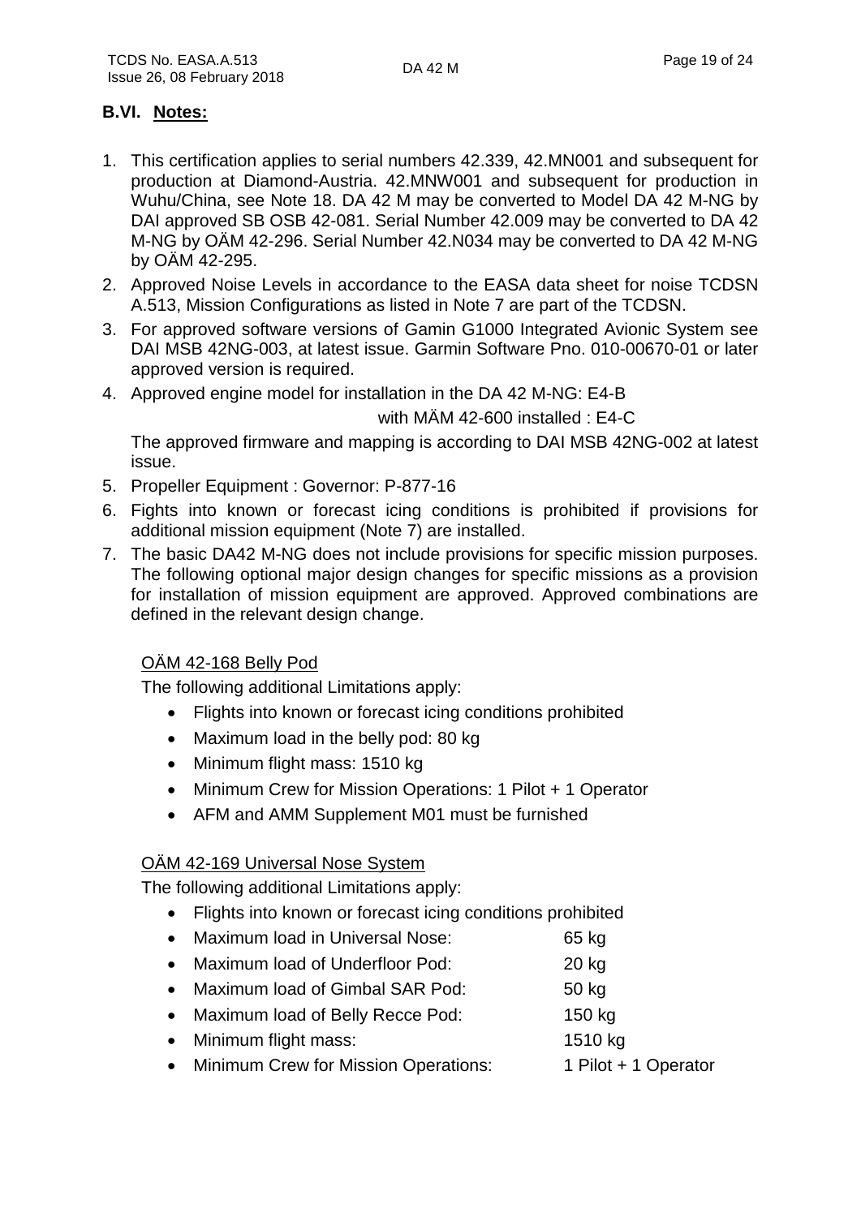## B.VI. Notes:

1. This certification applies to serial numbers 42.339, 42.MN001 and subsequent for production at Diamond-Austria. 42.MNW001 and subsequent for production in Wuhu/China, see Note 18. DA 42 M may be converted to Model DA 42 M-NG by DAI approved SB OSB 42-081. Serial Number 42.009 may be converted to DA 42 M-NG by OÄM 42-296. Serial Number 42.N034 may be converted to DA 42 M-NG by OÄM 42-295.
2. Approved Noise Levels in accordance to the EASA data sheet for noise TCDSN A.513, Mission Configurations as listed in Note 7 are part of the TCDSN.
3. For approved software versions of Gamin G1000 Integrated Avionic System see DAI MSB 42NG-003, at latest issue. Garmin Software Pno. 010-00670-01 or later approved version is required.
4. Approved engine model for installation in the DA 42 M-NG: E4-B

   with MÄM 42-600 installed : E4-C

   The approved firmware and mapping is according to DAI MSB 42NG-002 at latest issue.
5. Propeller Equipment : Governor: P-877-16
6. Fights into known or forecast icing conditions is prohibited if provisions for additional mission equipment (Note 7) are installed.
7. The basic DA42 M-NG does not include provisions for specific mission purposes. The following optional major design changes for specific missions as a provision for installation of mission equipment are approved. Approved combinations are defined in the relevant design change.

   OÄM 42-168 Belly Pod

   The following additional Limitations apply:

   - Flights into known or forecast icing conditions prohibited
   - Maximum load in the belly pod: 80 kg
   - Minimum flight mass: 1510 kg
   - Minimum Crew for Mission Operations: 1 Pilot + 1 Operator
   - AFM and AMM Supplement M01 must be furnished

   OÄM 42-169 Universal Nose System

   The following additional Limitations apply:

   - Flights into known or forecast icing conditions prohibited
   - Maximum load in Universal Nose: 65 kg
   - Maximum load of Underfloor Pod: 20 kg
   - Maximum load of Gimbal SAR Pod: 50 kg
   - Maximum load of Belly Recce Pod: 150 kg
   - Minimum flight mass: 1510 kg
   - Minimum Crew for Mission Operations: 1 Pilot + 1 Operator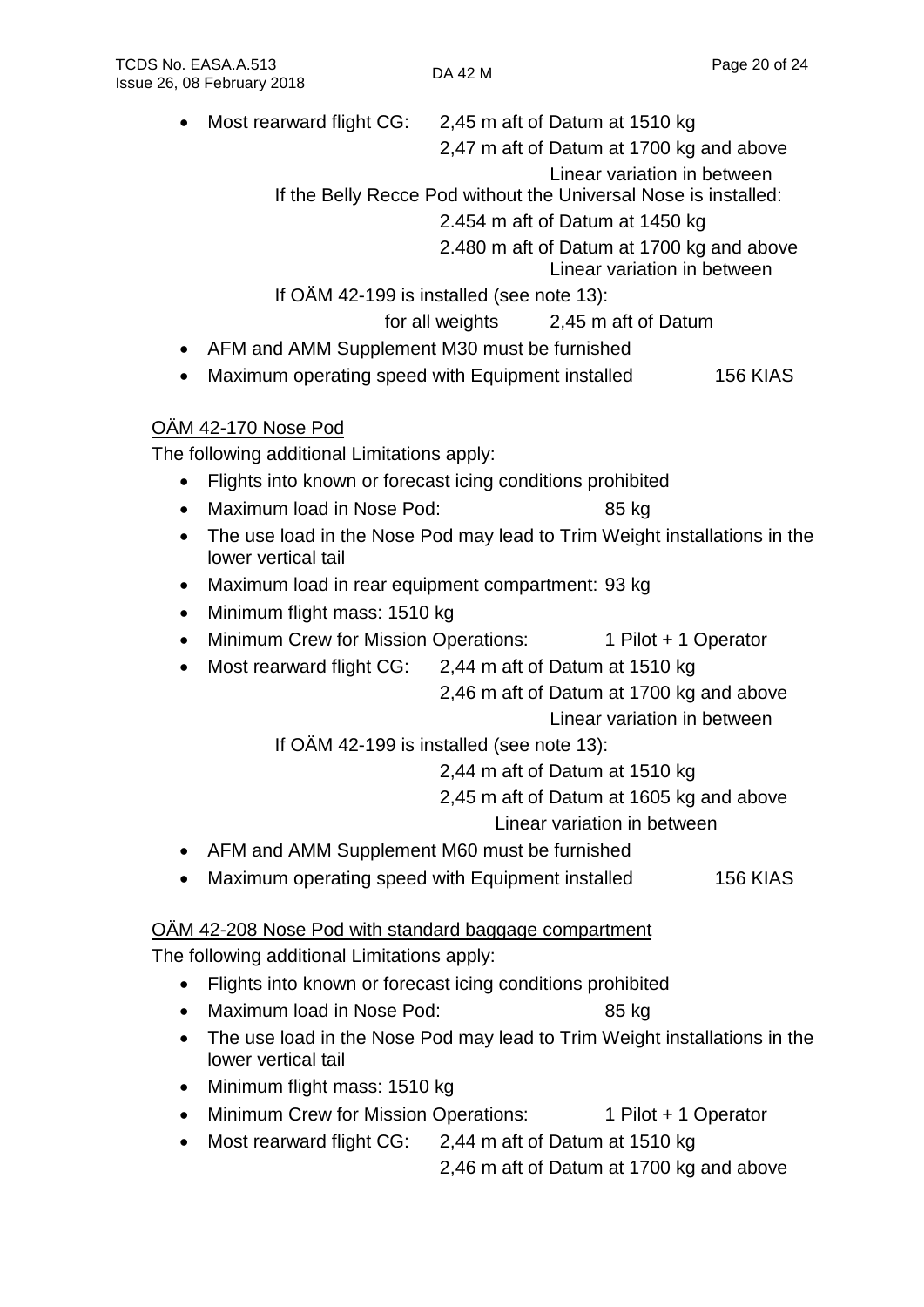- Most rearward flight CG: 2,45 m aft of Datum at 1510 kg
  2,47 m aft of Datum at 1700 kg and above
  Linear variation in between
  If the Belly Recce Pod without the Universal Nose is installed:
  2.454 m aft of Datum at 1450 kg
  2.480 m aft of Datum at 1700 kg and above
  Linear variation in between
  If OÄM 42-199 is installed (see note 13):
  for all weights 2,45 m aft of Datum
- AFM and AMM Supplement M30 must be furnished
- Maximum operating speed with Equipment installed 156 KIAS

<u>OÄM 42-170 Nose Pod</u>

The following additional Limitations apply:

- Flights into known or forecast icing conditions prohibited
- Maximum load in Nose Pod: 85 kg
- The use load in the Nose Pod may lead to Trim Weight installations in the lower vertical tail
- Maximum load in rear equipment compartment: 93 kg
- Minimum flight mass: 1510 kg
- Minimum Crew for Mission Operations: 1 Pilot + 1 Operator
- Most rearward flight CG: 2,44 m aft of Datum at 1510 kg
  2,46 m aft of Datum at 1700 kg and above
  Linear variation in between
  If OÄM 42-199 is installed (see note 13):
  2,44 m aft of Datum at 1510 kg
  2,45 m aft of Datum at 1605 kg and above
  Linear variation in between
- AFM and AMM Supplement M60 must be furnished
- Maximum operating speed with Equipment installed 156 KIAS

<u>OÄM 42-208 Nose Pod with standard baggage compartment</u>

The following additional Limitations apply:

- Flights into known or forecast icing conditions prohibited
- Maximum load in Nose Pod: 85 kg
- The use load in the Nose Pod may lead to Trim Weight installations in the lower vertical tail
- Minimum flight mass: 1510 kg
- Minimum Crew for Mission Operations: 1 Pilot + 1 Operator
- Most rearward flight CG: 2,44 m aft of Datum at 1510 kg
  2,46 m aft of Datum at 1700 kg and above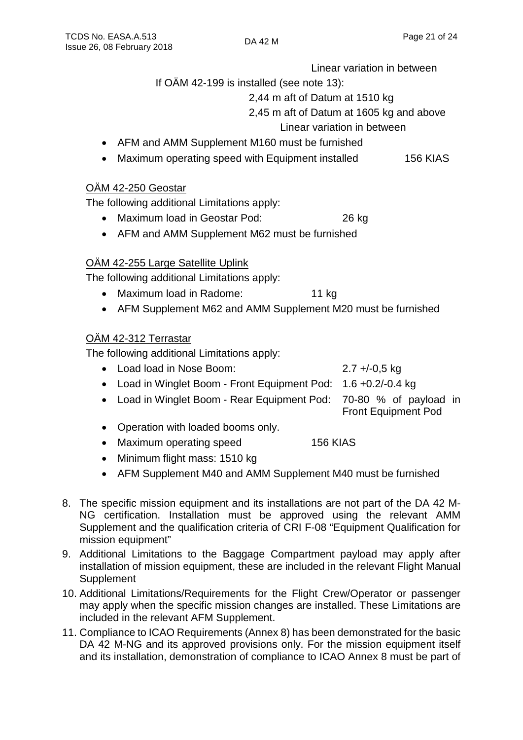Linear variation in between

If OÄM 42-199 is installed (see note 13):

2,44 m aft of Datum at 1510 kg

2,45 m aft of Datum at 1605 kg and above

Linear variation in between

- AFM and AMM Supplement M160 must be furnished
- Maximum operating speed with Equipment installed 156 KIAS

OÄM 42-250 Geostar

The following additional Limitations apply:

- Maximum load in Geostar Pod: 26 kg
- AFM and AMM Supplement M62 must be furnished

OÄM 42-255 Large Satellite Uplink

The following additional Limitations apply:

- Maximum load in Radome: 11 kg
- AFM Supplement M62 and AMM Supplement M20 must be furnished

OÄM 42-312 Terrastar

The following additional Limitations apply:

- Load load in Nose Boom: 2.7 +/-0,5 kg
- Load in Winglet Boom - Front Equipment Pod: 1.6 +0.2/-0.4 kg
- Load in Winglet Boom - Rear Equipment Pod: 70-80 % of payload in Front Equipment Pod
- Operation with loaded booms only.
- Maximum operating speed 156 KIAS
- Minimum flight mass: 1510 kg
- AFM Supplement M40 and AMM Supplement M40 must be furnished

8. The specific mission equipment and its installations are not part of the DA 42 M-NG certification. Installation must be approved using the relevant AMM Supplement and the qualification criteria of CRI F-08 "Equipment Qualification for mission equipment"
9. Additional Limitations to the Baggage Compartment payload may apply after installation of mission equipment, these are included in the relevant Flight Manual Supplement
10. Additional Limitations/Requirements for the Flight Crew/Operator or passenger may apply when the specific mission changes are installed. These Limitations are included in the relevant AFM Supplement.
11. Compliance to ICAO Requirements (Annex 8) has been demonstrated for the basic DA 42 M-NG and its approved provisions only. For the mission equipment itself and its installation, demonstration of compliance to ICAO Annex 8 must be part of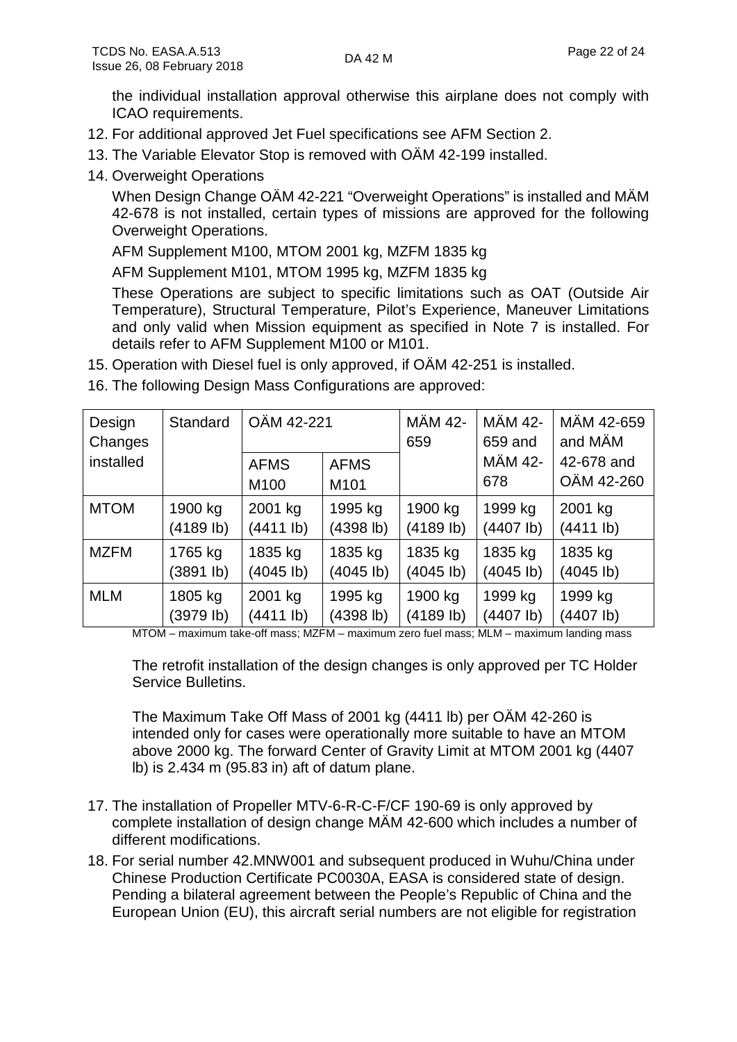the individual installation approval otherwise this airplane does not comply with ICAO requirements.

12. For additional approved Jet Fuel specifications see AFM Section 2.
13. The Variable Elevator Stop is removed with OÄM 42-199 installed.
14. Overweight Operations

    When Design Change OÄM 42-221 "Overweight Operations" is installed and MÄM 42-678 is not installed, certain types of missions are approved for the following Overweight Operations.

    AFM Supplement M100, MTOM 2001 kg, MZFM 1835 kg

    AFM Supplement M101, MTOM 1995 kg, MZFM 1835 kg

    These Operations are subject to specific limitations such as OAT (Outside Air Temperature), Structural Temperature, Pilot's Experience, Maneuver Limitations and only valid when Mission equipment as specified in Note 7 is installed. For details refer to AFM Supplement M100 or M101.

15. Operation with Diesel fuel is only approved, if OÄM 42-251 is installed.
16. The following Design Mass Configurations are approved:

| Design Changes installed | Standard | OÄM 42-221 | | MÄM 42-659 | MÄM 42-659 and MÄM 42-678 | MÄM 42-659 and MÄM 42-678 and OÄM 42-260 |
|---|---|---|---|---|---|---|
| | | AFMS M100 | AFMS M101 | | | |
| MTOM | 1900 kg (4189 lb) | 2001 kg (4411 lb) | 1995 kg (4398 lb) | 1900 kg (4189 lb) | 1999 kg (4407 lb) | 2001 kg (4411 lb) |
| MZFM | 1765 kg (3891 lb) | 1835 kg (4045 lb) | 1835 kg (4045 lb) | 1835 kg (4045 lb) | 1835 kg (4045 lb) | 1835 kg (4045 lb) |
| MLM | 1805 kg (3979 lb) | 2001 kg (4411 lb) | 1995 kg (4398 lb) | 1900 kg (4189 lb) | 1999 kg (4407 lb) | 1999 kg (4407 lb) |

MTOM – maximum take-off mass; MZFM – maximum zero fuel mass; MLM – maximum landing mass

The retrofit installation of the design changes is only approved per TC Holder Service Bulletins.

The Maximum Take Off Mass of 2001 kg (4411 lb) per OÄM 42-260 is intended only for cases were operationally more suitable to have an MTOM above 2000 kg. The forward Center of Gravity Limit at MTOM 2001 kg (4407 lb) is 2.434 m (95.83 in) aft of datum plane.

17. The installation of Propeller MTV-6-R-C-F/CF 190-69 is only approved by complete installation of design change MÄM 42-600 which includes a number of different modifications.
18. For serial number 42.MNW001 and subsequent produced in Wuhu/China under Chinese Production Certificate PC0030A, EASA is considered state of design. Pending a bilateral agreement between the People's Republic of China and the European Union (EU), this aircraft serial numbers are not eligible for registration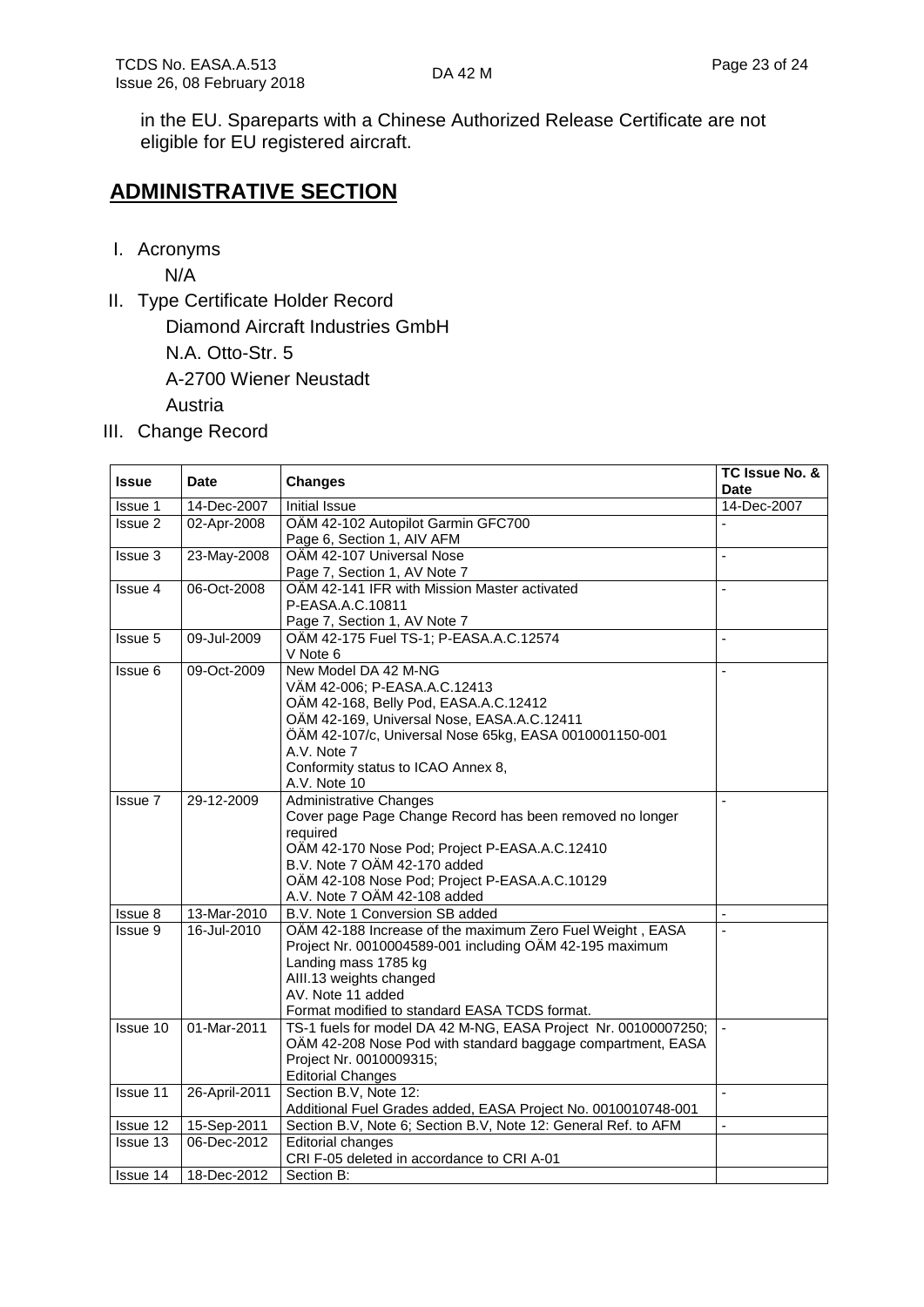in the EU. Spareparts with a Chinese Authorized Release Certificate are not eligible for EU registered aircraft.

## ADMINISTRATIVE SECTION

I. Acronyms

N/A

II. Type Certificate Holder Record

Diamond Aircraft Industries GmbH
N.A. Otto-Str. 5
A-2700 Wiener Neustadt
Austria

III. Change Record

| Issue | Date | Changes | TC Issue No. & Date |
|---|---|---|---|
| Issue 1 | 14-Dec-2007 | Initial Issue | 14-Dec-2007 |
| Issue 2 | 02-Apr-2008 | OÄM 42-102 Autopilot Garmin GFC700<br>Page 6, Section 1, AIV AFM | - |
| Issue 3 | 23-May-2008 | OÄM 42-107 Universal Nose<br>Page 7, Section 1, AV Note 7 | - |
| Issue 4 | 06-Oct-2008 | OÄM 42-141 IFR with Mission Master activated<br>P-EASA.A.C.10811<br>Page 7, Section 1, AV Note 7 | - |
| Issue 5 | 09-Jul-2009 | OÄM 42-175 Fuel TS-1; P-EASA.A.C.12574<br>V Note 6 | - |
| Issue 6 | 09-Oct-2009 | New Model DA 42 M-NG<br>VÄM 42-006; P-EASA.A.C.12413<br>OÄM 42-168, Belly Pod, EASA.A.C.12412<br>OÄM 42-169, Universal Nose, EASA.A.C.12411<br>ÖÄM 42-107/c, Universal Nose 65kg, EASA 0010001150-001<br>A.V. Note 7<br>Conformity status to ICAO Annex 8,<br>A.V. Note 10 | - |
| Issue 7 | 29-12-2009 | Administrative Changes<br>Cover page Page Change Record has been removed no longer required<br>OÄM 42-170 Nose Pod; Project P-EASA.A.C.12410<br>B.V. Note 7 OÄM 42-170 added<br>OÄM 42-108 Nose Pod; Project P-EASA.A.C.10129<br>A.V. Note 7 OÄM 42-108 added | - |
| Issue 8 | 13-Mar-2010 | B.V. Note 1 Conversion SB added | - |
| Issue 9 | 16-Jul-2010 | OÄM 42-188 Increase of the maximum Zero Fuel Weight , EASA Project Nr. 0010004589-001 including OÄM 42-195 maximum Landing mass 1785 kg<br>AIII.13 weights changed<br>AV. Note 11 added<br>Format modified to standard EASA TCDS format. | - |
| Issue 10 | 01-Mar-2011 | TS-1 fuels for model DA 42 M-NG, EASA Project Nr. 00100007250;<br>OÄM 42-208 Nose Pod with standard baggage compartment, EASA Project Nr. 0010009315;<br>Editorial Changes | - |
| Issue 11 | 26-April-2011 | Section B.V, Note 12:<br>Additional Fuel Grades added, EASA Project No. 0010010748-001 | - |
| Issue 12 | 15-Sep-2011 | Section B.V, Note 6; Section B.V, Note 12: General Ref. to AFM | - |
| Issue 13 | 06-Dec-2012 | Editorial changes<br>CRI F-05 deleted in accordance to CRI A-01 | |
| Issue 14 | 18-Dec-2012 | Section B: | |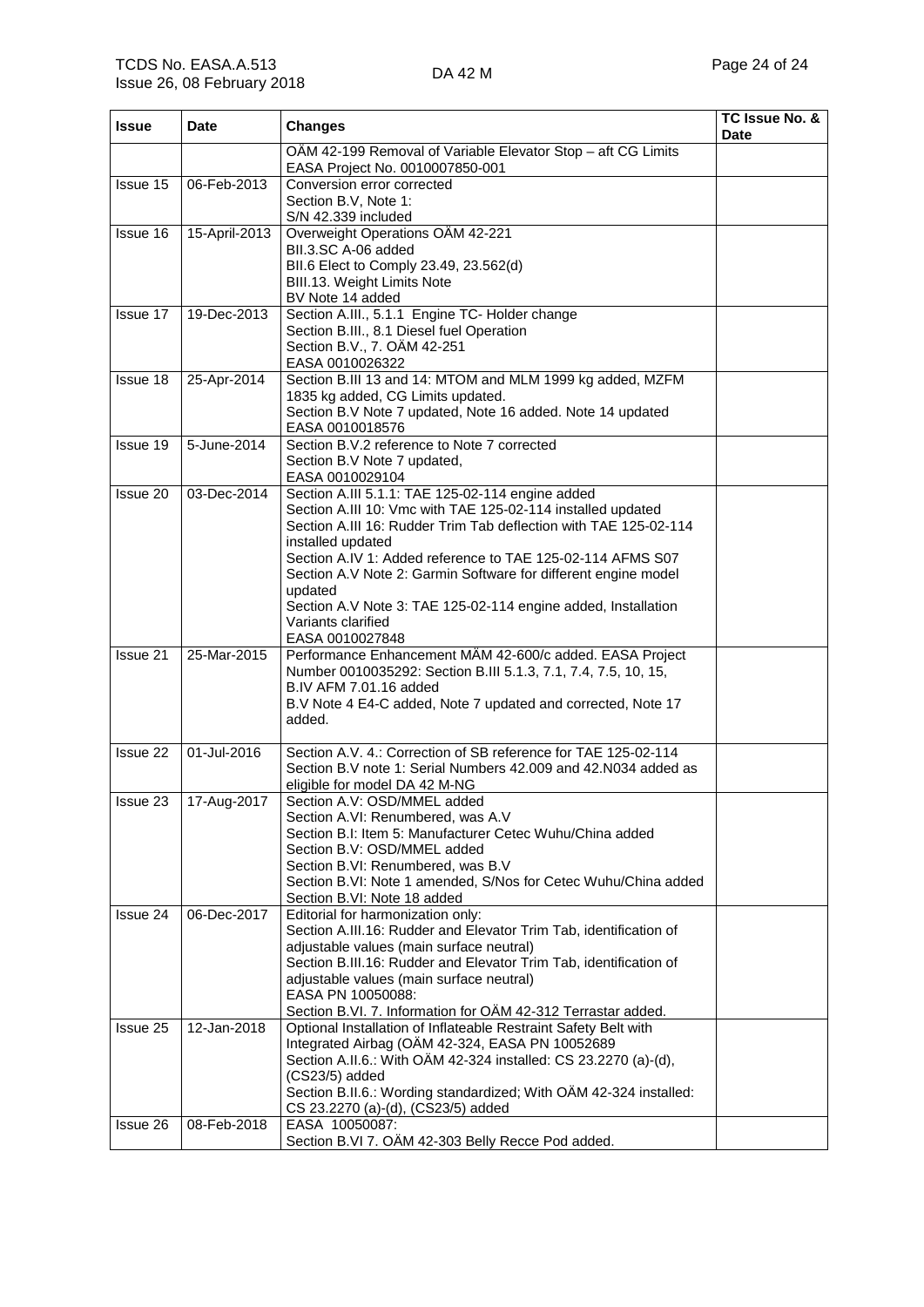| Issue | Date | Changes | TC Issue No. & Date |
|---|---|---|---|
| | | OÄM 42-199 Removal of Variable Elevator Stop – aft CG Limits<br>EASA Project No. 0010007850-001 | |
| Issue 15 | 06-Feb-2013 | Conversion error corrected<br>Section B.V, Note 1:<br>S/N 42.339 included | |
| Issue 16 | 15-April-2013 | Overweight Operations OÄM 42-221<br>BII.3.SC A-06 added<br>BII.6 Elect to Comply 23.49, 23.562(d)<br>BIII.13. Weight Limits Note<br>BV Note 14 added | |
| Issue 17 | 19-Dec-2013 | Section A.III., 5.1.1 Engine TC- Holder change<br>Section B.III., 8.1 Diesel fuel Operation<br>Section B.V., 7. OÄM 42-251<br>EASA 0010026322 | |
| Issue 18 | 25-Apr-2014 | Section B.III 13 and 14: MTOM and MLM 1999 kg added, MZFM 1835 kg added, CG Limits updated.<br>Section B.V Note 7 updated, Note 16 added. Note 14 updated<br>EASA 0010018576 | |
| Issue 19 | 5-June-2014 | Section B.V.2 reference to Note 7 corrected<br>Section B.V Note 7 updated,<br>EASA 0010029104 | |
| Issue 20 | 03-Dec-2014 | Section A.III 5.1.1: TAE 125-02-114 engine added<br>Section A.III 10: Vmc with TAE 125-02-114 installed updated<br>Section A.III 16: Rudder Trim Tab deflection with TAE 125-02-114 installed updated<br>Section A.IV 1: Added reference to TAE 125-02-114 AFMS S07<br>Section A.V Note 2: Garmin Software for different engine model updated<br>Section A.V Note 3: TAE 125-02-114 engine added, Installation Variants clarified<br>EASA 0010027848 | |
| Issue 21 | 25-Mar-2015 | Performance Enhancement MÄM 42-600/c added. EASA Project Number 0010035292: Section B.III 5.1.3, 7.1, 7.4, 7.5, 10, 15, B.IV AFM 7.01.16 added<br>B.V Note 4 E4-C added, Note 7 updated and corrected, Note 17 added. | |
| Issue 22 | 01-Jul-2016 | Section A.V. 4.: Correction of SB reference for TAE 125-02-114<br>Section B.V note 1: Serial Numbers 42.009 and 42.N034 added as eligible for model DA 42 M-NG | |
| Issue 23 | 17-Aug-2017 | Section A.V: OSD/MMEL added<br>Section A.VI: Renumbered, was A.V<br>Section B.I: Item 5: Manufacturer Cetec Wuhu/China added<br>Section B.V: OSD/MMEL added<br>Section B.VI: Renumbered, was B.V<br>Section B.VI: Note 1 amended, S/Nos for Cetec Wuhu/China added<br>Section B.VI: Note 18 added | |
| Issue 24 | 06-Dec-2017 | Editorial for harmonization only:<br>Section A.III.16: Rudder and Elevator Trim Tab, identification of adjustable values (main surface neutral)<br>Section B.III.16: Rudder and Elevator Trim Tab, identification of adjustable values (main surface neutral)<br>EASA PN 10050088:<br>Section B.VI. 7. Information for OÄM 42-312 Terrastar added. | |
| Issue 25 | 12-Jan-2018 | Optional Installation of Inflateable Restraint Safety Belt with Integrated Airbag (OÄM 42-324, EASA PN 10052689<br>Section A.II.6.: With OÄM 42-324 installed: CS 23.2270 (a)-(d), (CS23/5) added<br>Section B.II.6.: Wording standardized; With OÄM 42-324 installed: CS 23.2270 (a)-(d), (CS23/5) added | |
| Issue 26 | 08-Feb-2018 | EASA 10050087:<br>Section B.VI 7. OÄM 42-303 Belly Recce Pod added. | |